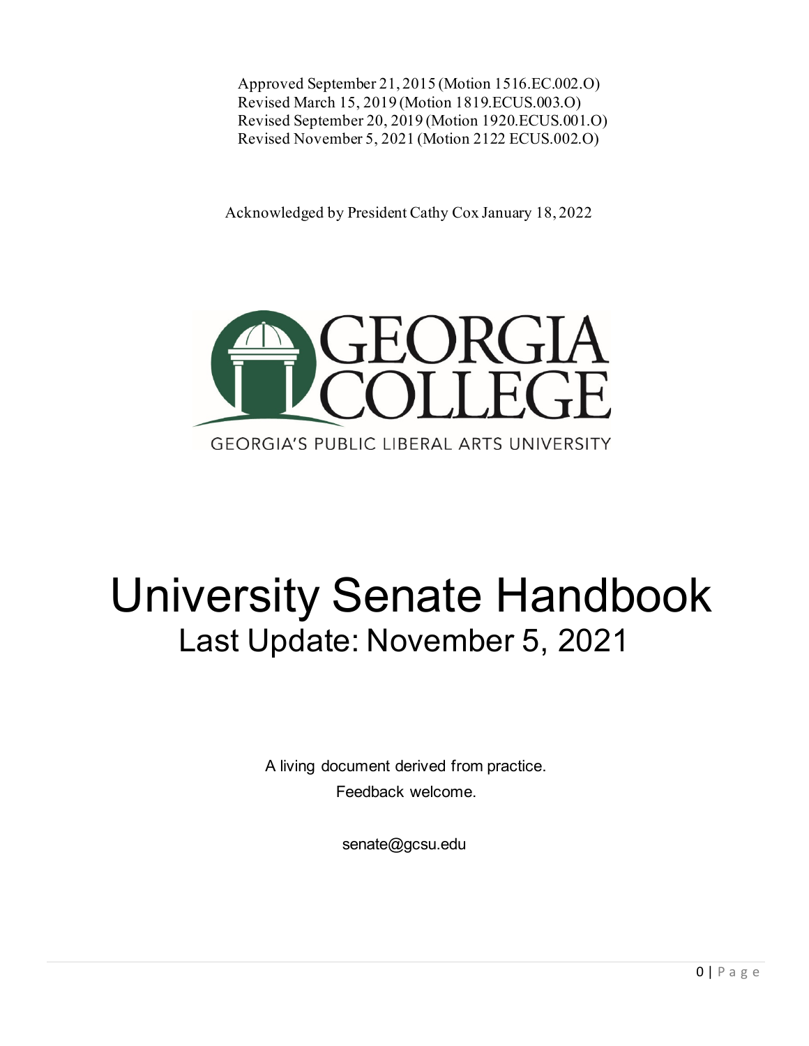Approved September 21, 2015 (Motion 1516.EC.002.O)
Revised March 15, 2019 (Motion 1819.ECUS.003.O)
Revised September 20, 2019 (Motion 1920.ECUS.001.O)
Revised November 5, 2021 (Motion 2122 ECUS.002.O)

Acknowledged by President Cathy Cox January 18, 2022

GEORGIA COLLEGE

GEORGIA'S PUBLIC LIBERAL ARTS UNIVERSITY

# University Senate Handbook

## Last Update: November 5, 2021

A living document derived from practice.
Feedback welcome.

senate@gcsu.edu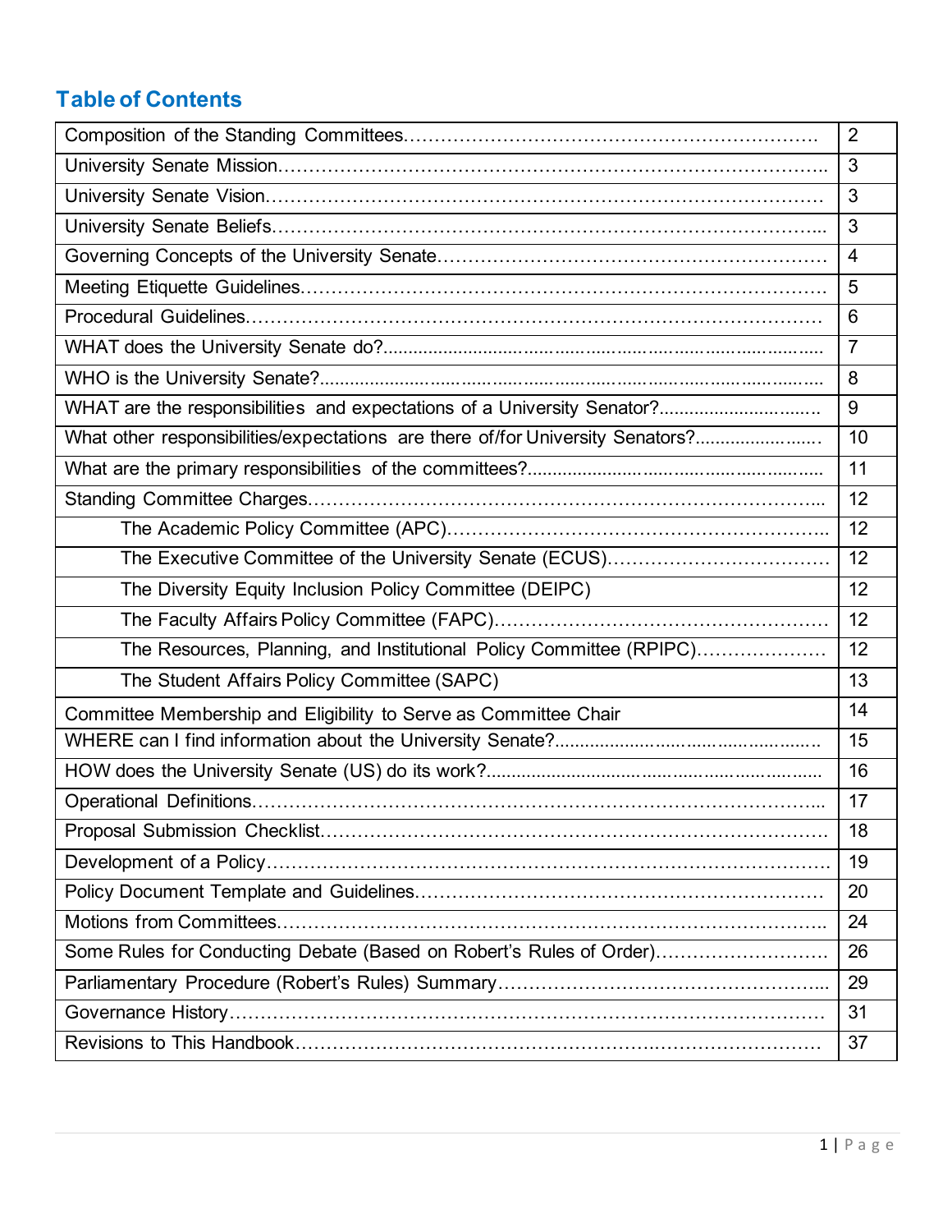## Table of Contents

| | |
|---|---|
| Composition of the Standing Committees………………………………………………………… | 2 |
| University Senate Mission……………………………………………………………………….. | 3 |
| University Senate Vision………………………………………………………………………… | 3 |
| University Senate Beliefs………………………………………………………………………... | 3 |
| Governing Concepts of the University Senate……………………………………………………… | 4 |
| Meeting Etiquette Guidelines…………………………………………………………………… | 5 |
| Procedural Guidelines…………………………………………………………………………… | 6 |
| WHAT does the University Senate do?.......................................................................................... | 7 |
| WHO is the University Senate?...................................................................................................... | 8 |
| WHAT are the responsibilities and expectations of a University Senator?................................. | 9 |
| What other responsibilities/expectations are there of/for University Senators?......................... | 10 |
| What are the primary responsibilities of the committees?........................................................... | 11 |
| Standing Committee Charges…………………………………………………………………... | 12 |
| The Academic Policy Committee (APC)………………………………………………….. | 12 |
| The Executive Committee of the University Senate (ECUS)……………………………… | 12 |
| The Diversity Equity Inclusion Policy Committee (DEIPC) | 12 |
| The Faculty Affairs Policy Committee (FAPC)……………………………………………… | 12 |
| The Resources, Planning, and Institutional Policy Committee (RPIPC)………………… | 12 |
| The Student Affairs Policy Committee (SAPC) | 13 |
| Committee Membership and Eligibility to Serve as Committee Chair | 14 |
| WHERE can I find information about the University Senate?.................................................... | 15 |
| HOW does the University Senate (US) do its work?.................................................................... | 16 |
| Operational Definitions…………………………………………………………………………... | 17 |
| Proposal Submission Checklist………………………………………………………………… | 18 |
| Development of a Policy…………………………………………………………………………. | 19 |
| Policy Document Template and Guidelines……………………………………………………… | 20 |
| Motions from Committees……………………………………………………………………….. | 24 |
| Some Rules for Conducting Debate (Based on Robert's Rules of Order)……………………… | 26 |
| Parliamentary Procedure (Robert's Rules) Summary……………………………………………... | 29 |
| Governance History……………………………………………………………………………… | 31 |
| Revisions to This Handbook…………………………………………………………………… | 37 |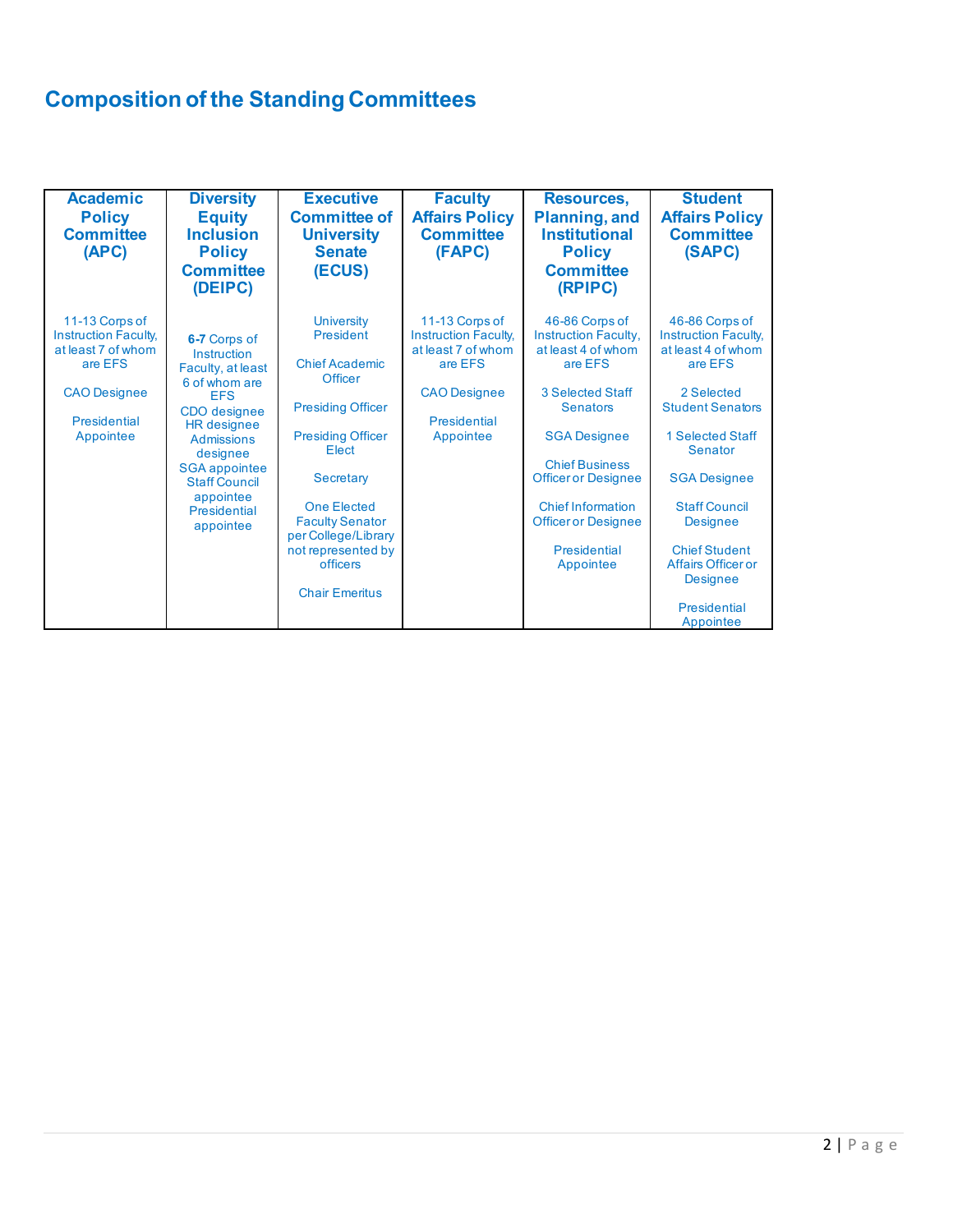## Composition of the Standing Committees

| Academic Policy Committee (APC) | Diversity Equity Inclusion Policy Committee (DEIPC) | Executive Committee of University Senate (ECUS) | Faculty Affairs Policy Committee (FAPC) | Resources, Planning, and Institutional Policy Committee (RPIPC) | Student Affairs Policy Committee (SAPC) |
|---|---|---|---|---|---|
| 11-13 Corps of Instruction Faculty, at least 7 of whom are EFS<br><br>CAO Designee<br><br>Presidential Appointee | **6-7** Corps of Instruction Faculty, at least 6 of whom are EFS<br>CDO designee<br>HR designee<br>Admissions designee<br>SGA appointee<br>Staff Council appointee<br>Presidential appointee | University President<br><br>Chief Academic Officer<br><br>Presiding Officer<br><br>Presiding Officer Elect<br><br>Secretary<br><br>One Elected Faculty Senator per College/Library not represented by officers<br><br>Chair Emeritus | 11-13 Corps of Instruction Faculty, at least 7 of whom are EFS<br><br>CAO Designee<br><br>Presidential Appointee | 46-86 Corps of Instruction Faculty, at least 4 of whom are EFS<br><br>3 Selected Staff Senators<br><br>SGA Designee<br><br>Chief Business Officer or Designee<br><br>Chief Information Officer or Designee<br><br>Presidential Appointee | 46-86 Corps of Instruction Faculty, at least 4 of whom are EFS<br><br>2 Selected Student Senators<br><br>1 Selected Staff Senator<br><br>SGA Designee<br><br>Staff Council Designee<br><br>Chief Student Affairs Officer or Designee<br><br>Presidential Appointee |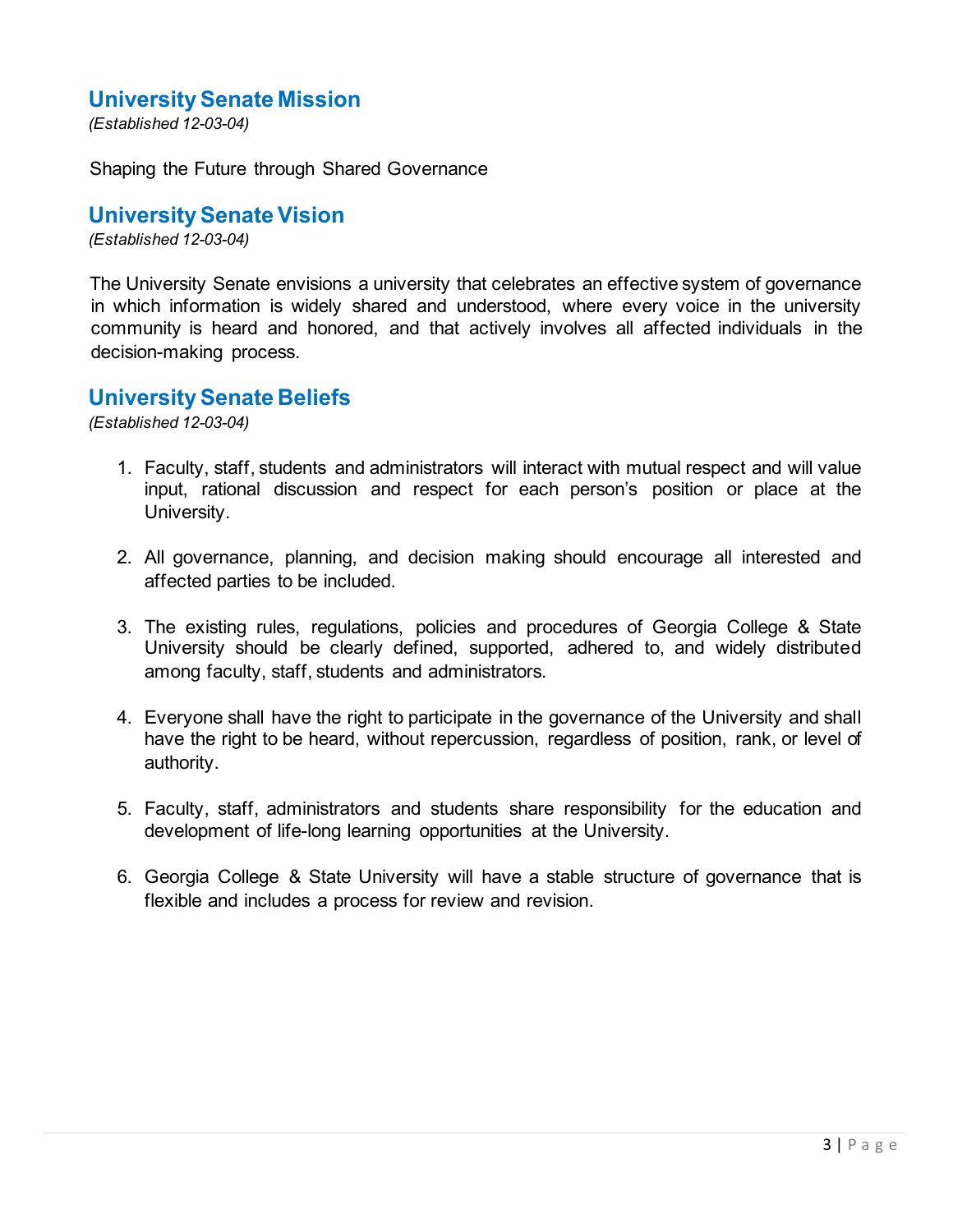## University Senate Mission

*(Established 12-03-04)*

Shaping the Future through Shared Governance

## University Senate Vision

*(Established 12-03-04)*

The University Senate envisions a university that celebrates an effective system of governance in which information is widely shared and understood, where every voice in the university community is heard and honored, and that actively involves all affected individuals in the decision-making process.

## University Senate Beliefs

*(Established 12-03-04)*

1. Faculty, staff, students and administrators will interact with mutual respect and will value input, rational discussion and respect for each person's position or place at the University.

2. All governance, planning, and decision making should encourage all interested and affected parties to be included.

3. The existing rules, regulations, policies and procedures of Georgia College & State University should be clearly defined, supported, adhered to, and widely distributed among faculty, staff, students and administrators.

4. Everyone shall have the right to participate in the governance of the University and shall have the right to be heard, without repercussion, regardless of position, rank, or level of authority.

5. Faculty, staff, administrators and students share responsibility for the education and development of life-long learning opportunities at the University.

6. Georgia College & State University will have a stable structure of governance that is flexible and includes a process for review and revision.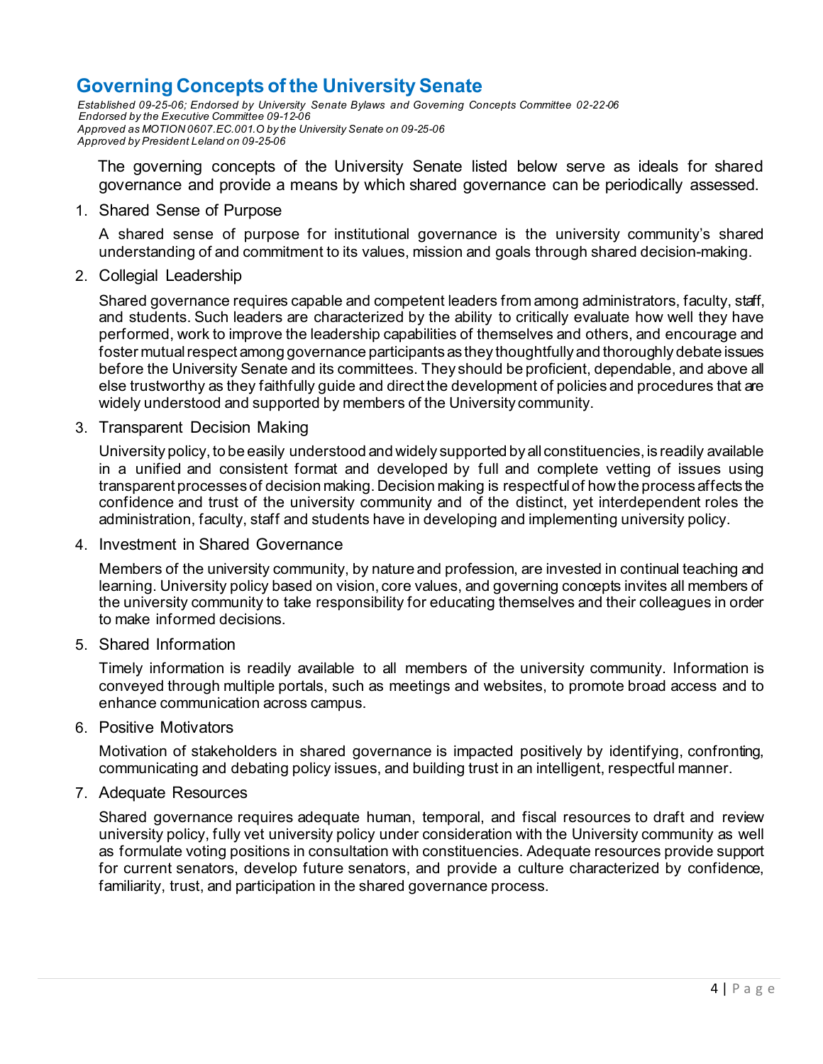## Governing Concepts of the University Senate

*Established 09-25-06; Endorsed by University Senate Bylaws and Governing Concepts Committee 02-22-06*
*Endorsed by the Executive Committee 09-12-06*
*Approved as MOTION 0607.EC.001.O by the University Senate on 09-25-06*
*Approved by President Leland on 09-25-06*

The governing concepts of the University Senate listed below serve as ideals for shared governance and provide a means by which shared governance can be periodically assessed.

1. Shared Sense of Purpose

   A shared sense of purpose for institutional governance is the university community's shared understanding of and commitment to its values, mission and goals through shared decision-making.

2. Collegial Leadership

   Shared governance requires capable and competent leaders from among administrators, faculty, staff, and students. Such leaders are characterized by the ability to critically evaluate how well they have performed, work to improve the leadership capabilities of themselves and others, and encourage and foster mutual respect among governance participants as they thoughtfully and thoroughly debate issues before the University Senate and its committees. They should be proficient, dependable, and above all else trustworthy as they faithfully guide and direct the development of policies and procedures that are widely understood and supported by members of the University community.

3. Transparent Decision Making

   University policy, to be easily understood and widely supported by all constituencies, is readily available in a unified and consistent format and developed by full and complete vetting of issues using transparent processes of decision making. Decision making is respectful of how the process affects the confidence and trust of the university community and of the distinct, yet interdependent roles the administration, faculty, staff and students have in developing and implementing university policy.

4. Investment in Shared Governance

   Members of the university community, by nature and profession, are invested in continual teaching and learning. University policy based on vision, core values, and governing concepts invites all members of the university community to take responsibility for educating themselves and their colleagues in order to make informed decisions.

5. Shared Information

   Timely information is readily available to all members of the university community. Information is conveyed through multiple portals, such as meetings and websites, to promote broad access and to enhance communication across campus.

6. Positive Motivators

   Motivation of stakeholders in shared governance is impacted positively by identifying, confronting, communicating and debating policy issues, and building trust in an intelligent, respectful manner.

7. Adequate Resources

   Shared governance requires adequate human, temporal, and fiscal resources to draft and review university policy, fully vet university policy under consideration with the University community as well as formulate voting positions in consultation with constituencies. Adequate resources provide support for current senators, develop future senators, and provide a culture characterized by confidence, familiarity, trust, and participation in the shared governance process.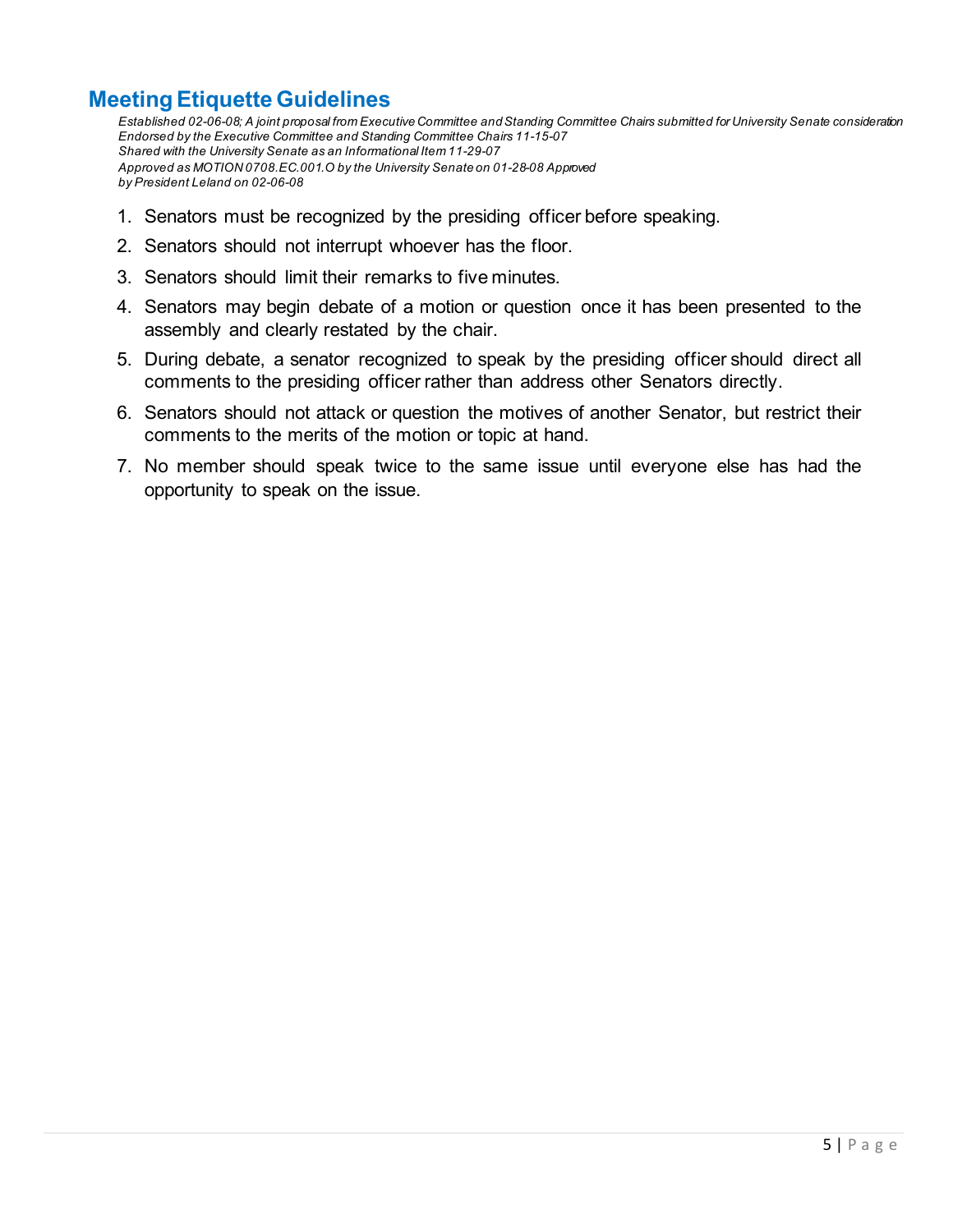## Meeting Etiquette Guidelines

*Established 02-06-08; A joint proposal from Executive Committee and Standing Committee Chairs submitted for University Senate consideration*
*Endorsed by the Executive Committee and Standing Committee Chairs 11-15-07*
*Shared with the University Senate as an Informational Item 11-29-07*
*Approved as MOTION 0708.EC.001.O by the University Senate on 01-28-08 Approved by President Leland on 02-06-08*

1. Senators must be recognized by the presiding officer before speaking.
2. Senators should not interrupt whoever has the floor.
3. Senators should limit their remarks to five minutes.
4. Senators may begin debate of a motion or question once it has been presented to the assembly and clearly restated by the chair.
5. During debate, a senator recognized to speak by the presiding officer should direct all comments to the presiding officer rather than address other Senators directly.
6. Senators should not attack or question the motives of another Senator, but restrict their comments to the merits of the motion or topic at hand.
7. No member should speak twice to the same issue until everyone else has had the opportunity to speak on the issue.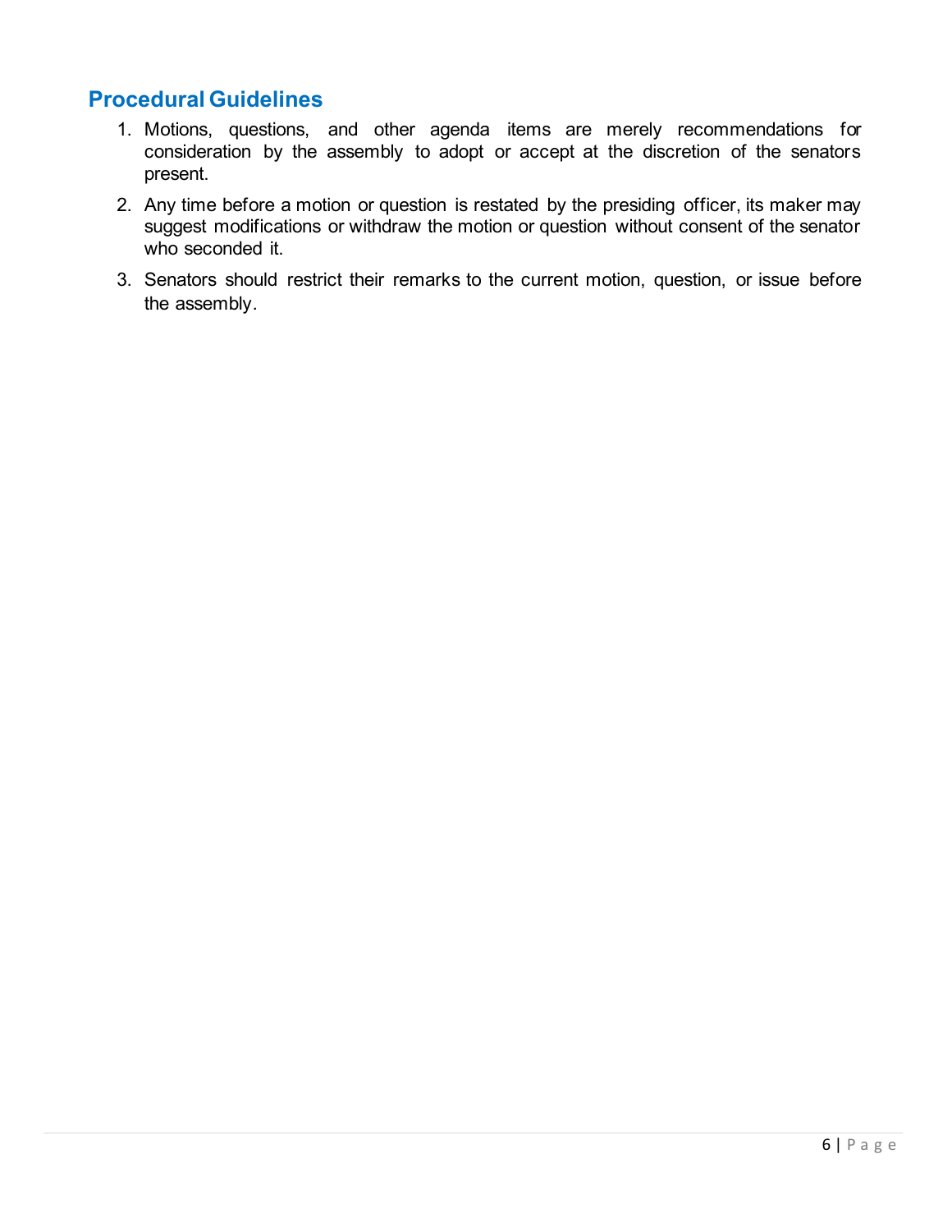## Procedural Guidelines

1. Motions, questions, and other agenda items are merely recommendations for consideration by the assembly to adopt or accept at the discretion of the senators present.
2. Any time before a motion or question is restated by the presiding officer, its maker may suggest modifications or withdraw the motion or question without consent of the senator who seconded it.
3. Senators should restrict their remarks to the current motion, question, or issue before the assembly.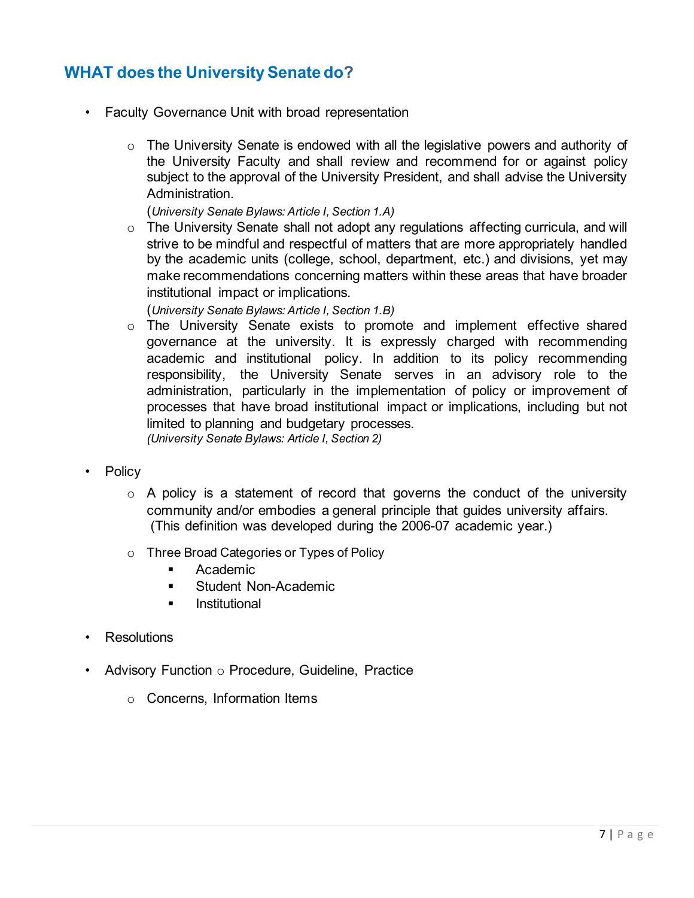## WHAT does the University Senate do?

- Faculty Governance Unit with broad representation
  - The University Senate is endowed with all the legislative powers and authority of the University Faculty and shall review and recommend for or against policy subject to the approval of the University President, and shall advise the University Administration.
    (*University Senate Bylaws: Article I, Section 1.A)*
  - The University Senate shall not adopt any regulations affecting curricula, and will strive to be mindful and respectful of matters that are more appropriately handled by the academic units (college, school, department, etc.) and divisions, yet may make recommendations concerning matters within these areas that have broader institutional impact or implications.
    (*University Senate Bylaws: Article I, Section 1.B)*
  - The University Senate exists to promote and implement effective shared governance at the university. It is expressly charged with recommending academic and institutional policy. In addition to its policy recommending responsibility, the University Senate serves in an advisory role to the administration, particularly in the implementation of policy or improvement of processes that have broad institutional impact or implications, including but not limited to planning and budgetary processes.
    *(University Senate Bylaws: Article I, Section 2)*

- Policy
  - A policy is a statement of record that governs the conduct of the university community and/or embodies a general principle that guides university affairs. (This definition was developed during the 2006-07 academic year.)
  - Three Broad Categories or Types of Policy
    - Academic
    - Student Non-Academic
    - Institutional

- Resolutions

- Advisory Function
  - Procedure, Guideline, Practice
  - Concerns, Information Items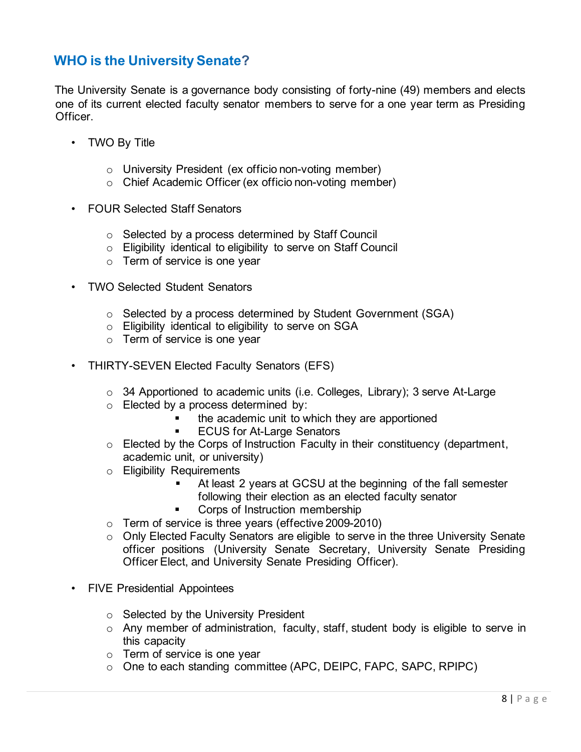## WHO is the University Senate?

The University Senate is a governance body consisting of forty-nine (49) members and elects one of its current elected faculty senator members to serve for a one year term as Presiding Officer.

- TWO By Title
  - University President (ex officio non-voting member)
  - Chief Academic Officer (ex officio non-voting member)
- FOUR Selected Staff Senators
  - Selected by a process determined by Staff Council
  - Eligibility identical to eligibility to serve on Staff Council
  - Term of service is one year
- TWO Selected Student Senators
  - Selected by a process determined by Student Government (SGA)
  - Eligibility identical to eligibility to serve on SGA
  - Term of service is one year
- THIRTY-SEVEN Elected Faculty Senators (EFS)
  - 34 Apportioned to academic units (i.e. Colleges, Library); 3 serve At-Large
  - Elected by a process determined by:
    - the academic unit to which they are apportioned
    - ECUS for At-Large Senators
  - Elected by the Corps of Instruction Faculty in their constituency (department, academic unit, or university)
  - Eligibility Requirements
    - At least 2 years at GCSU at the beginning of the fall semester following their election as an elected faculty senator
    - Corps of Instruction membership
  - Term of service is three years (effective 2009-2010)
  - Only Elected Faculty Senators are eligible to serve in the three University Senate officer positions (University Senate Secretary, University Senate Presiding Officer Elect, and University Senate Presiding Officer).
- FIVE Presidential Appointees
  - Selected by the University President
  - Any member of administration, faculty, staff, student body is eligible to serve in this capacity
  - Term of service is one year
  - One to each standing committee (APC, DEIPC, FAPC, SAPC, RPIPC)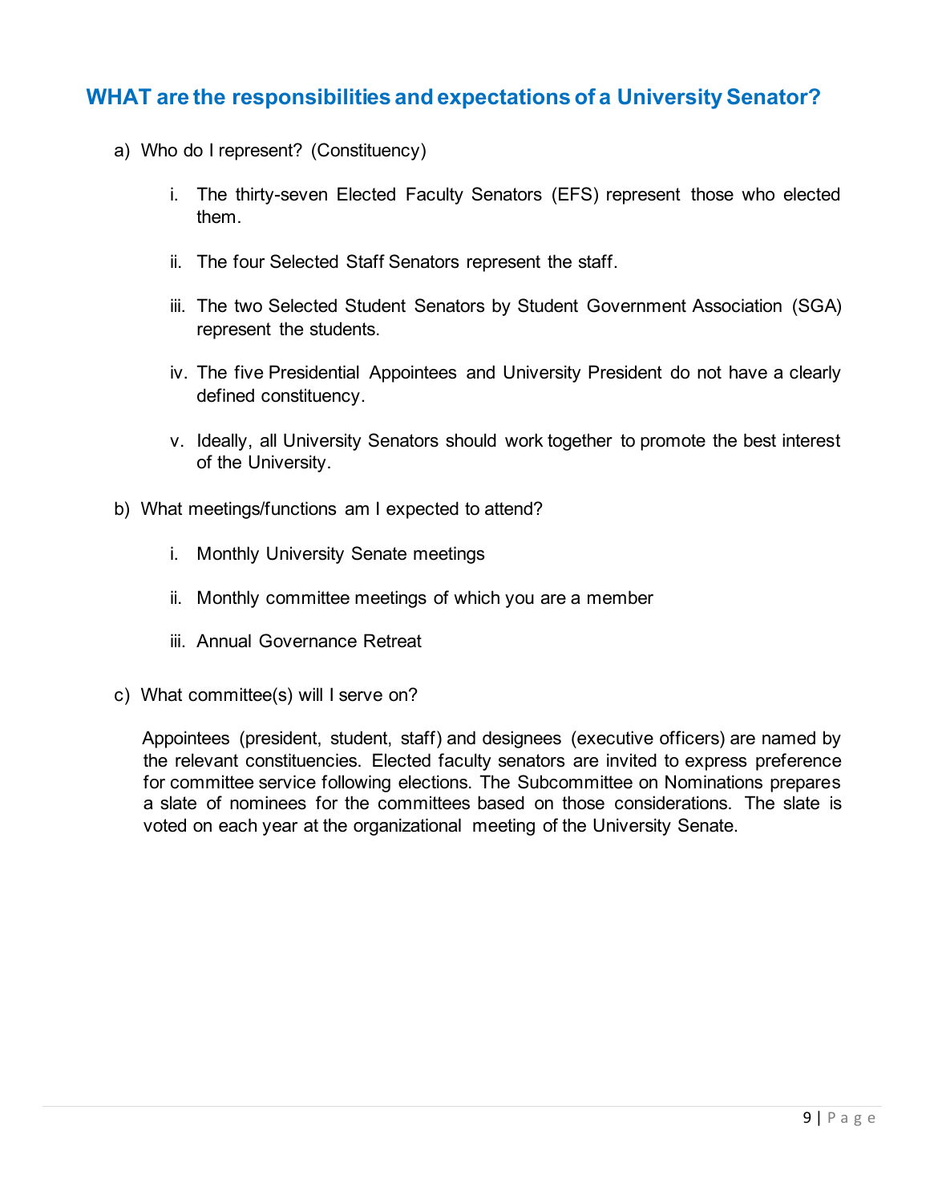## WHAT are the responsibilities and expectations of a University Senator?

a) Who do I represent? (Constituency)

   i. The thirty-seven Elected Faculty Senators (EFS) represent those who elected them.

   ii. The four Selected Staff Senators represent the staff.

   iii. The two Selected Student Senators by Student Government Association (SGA) represent the students.

   iv. The five Presidential Appointees and University President do not have a clearly defined constituency.

   v. Ideally, all University Senators should work together to promote the best interest of the University.

b) What meetings/functions am I expected to attend?

   i. Monthly University Senate meetings

   ii. Monthly committee meetings of which you are a member

   iii. Annual Governance Retreat

c) What committee(s) will I serve on?

Appointees (president, student, staff) and designees (executive officers) are named by the relevant constituencies. Elected faculty senators are invited to express preference for committee service following elections. The Subcommittee on Nominations prepares a slate of nominees for the committees based on those considerations. The slate is voted on each year at the organizational meeting of the University Senate.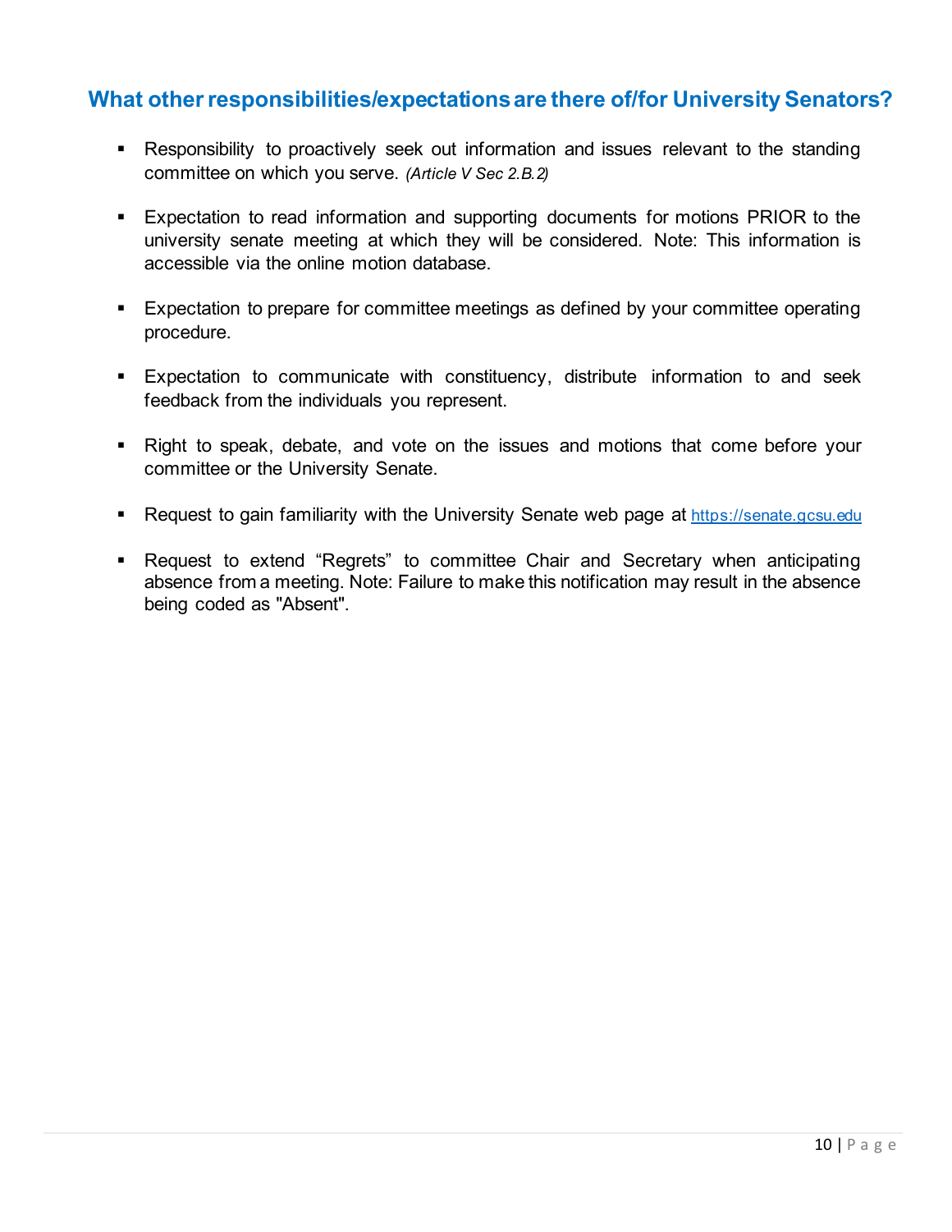## What other responsibilities/expectations are there of/for University Senators?

- Responsibility to proactively seek out information and issues relevant to the standing committee on which you serve. *(Article V Sec 2.B.2)*

- Expectation to read information and supporting documents for motions PRIOR to the university senate meeting at which they will be considered. Note: This information is accessible via the online motion database.

- Expectation to prepare for committee meetings as defined by your committee operating procedure.

- Expectation to communicate with constituency, distribute information to and seek feedback from the individuals you represent.

- Right to speak, debate, and vote on the issues and motions that come before your committee or the University Senate.

- Request to gain familiarity with the University Senate web page at https://senate.gcsu.edu

- Request to extend "Regrets" to committee Chair and Secretary when anticipating absence from a meeting. Note: Failure to make this notification may result in the absence being coded as "Absent".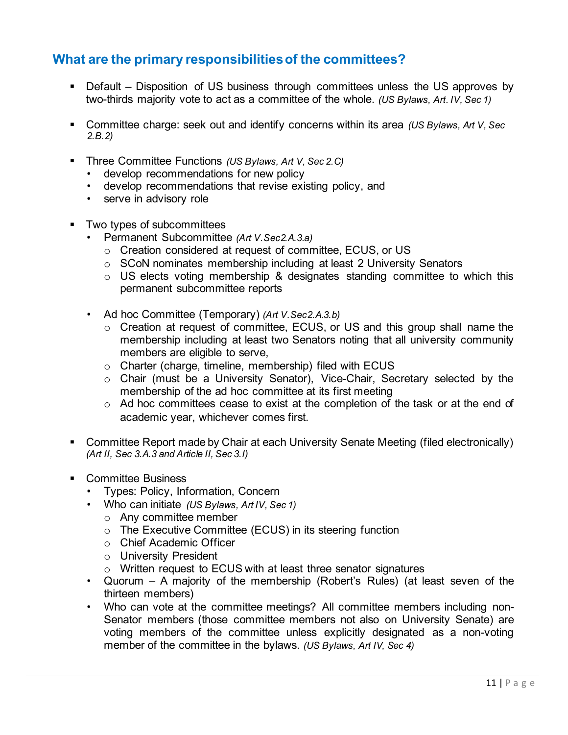## What are the primary responsibilities of the committees?

- Default – Disposition of US business through committees unless the US approves by two-thirds majority vote to act as a committee of the whole. *(US Bylaws, Art. IV, Sec 1)*

- Committee charge: seek out and identify concerns within its area *(US Bylaws, Art V, Sec 2.B.2)*

- Three Committee Functions *(US Bylaws, Art V, Sec 2.C)*
  - develop recommendations for new policy
  - develop recommendations that revise existing policy, and
  - serve in advisory role

- Two types of subcommittees
  - Permanent Subcommittee *(Art V.Sec2.A.3.a)*
    - Creation considered at request of committee, ECUS, or US
    - SCoN nominates membership including at least 2 University Senators
    - US elects voting membership & designates standing committee to which this permanent subcommittee reports

  - Ad hoc Committee (Temporary) *(Art V.Sec2.A.3.b)*
    - Creation at request of committee, ECUS, or US and this group shall name the membership including at least two Senators noting that all university community members are eligible to serve,
    - Charter (charge, timeline, membership) filed with ECUS
    - Chair (must be a University Senator), Vice-Chair, Secretary selected by the membership of the ad hoc committee at its first meeting
    - Ad hoc committees cease to exist at the completion of the task or at the end of academic year, whichever comes first.

- Committee Report made by Chair at each University Senate Meeting (filed electronically) *(Art II, Sec 3.A.3 and Article II, Sec 3.I)*

- Committee Business
  - Types: Policy, Information, Concern
  - Who can initiate *(US Bylaws, Art IV, Sec 1)*
    - Any committee member
    - The Executive Committee (ECUS) in its steering function
    - Chief Academic Officer
    - University President
    - Written request to ECUS with at least three senator signatures
  - Quorum – A majority of the membership (Robert's Rules) (at least seven of the thirteen members)
  - Who can vote at the committee meetings? All committee members including non-Senator members (those committee members not also on University Senate) are voting members of the committee unless explicitly designated as a non-voting member of the committee in the bylaws. *(US Bylaws, Art IV, Sec 4)*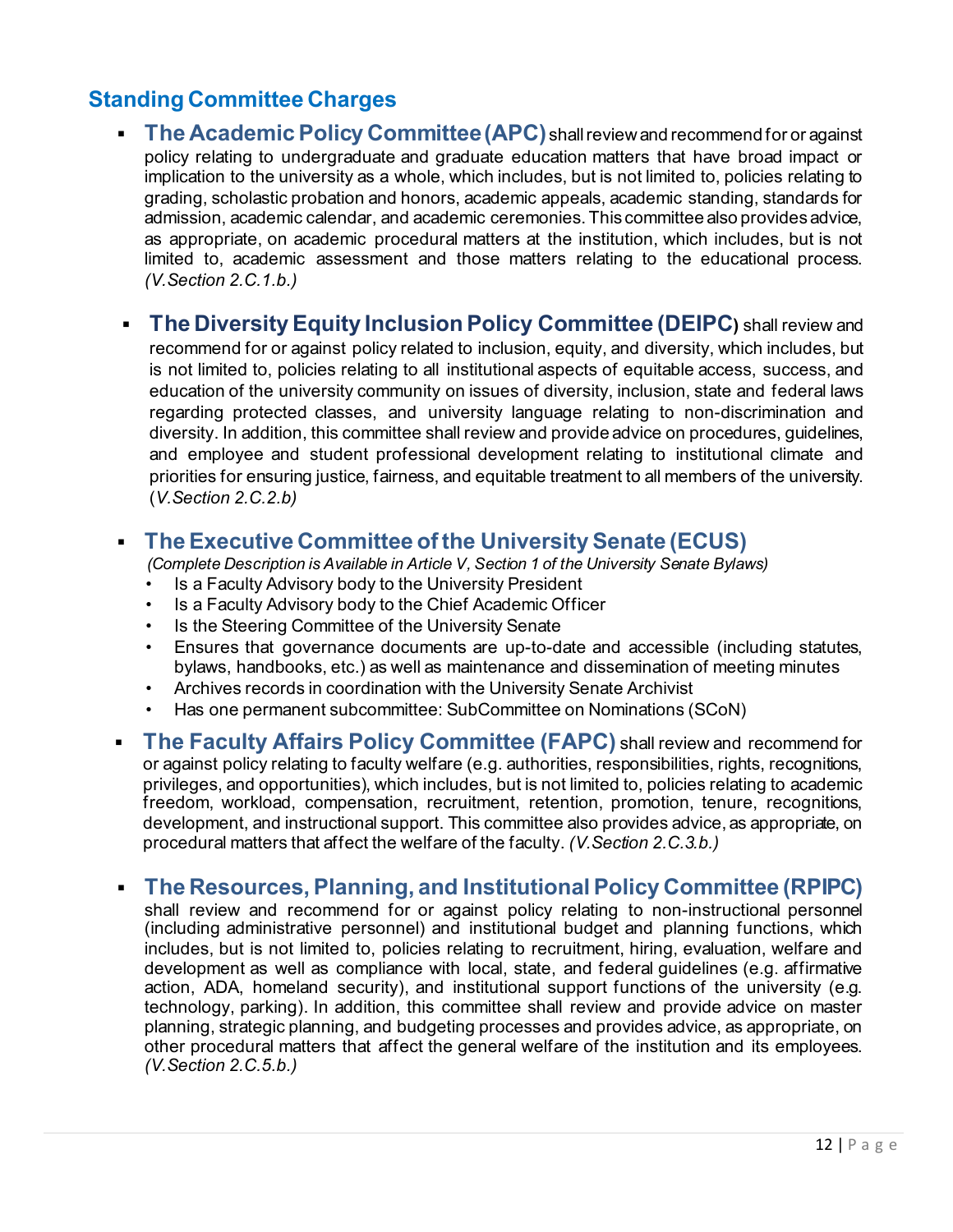## Standing Committee Charges

- **The Academic Policy Committee (APC)** shall review and recommend for or against policy relating to undergraduate and graduate education matters that have broad impact or implication to the university as a whole, which includes, but is not limited to, policies relating to grading, scholastic probation and honors, academic appeals, academic standing, standards for admission, academic calendar, and academic ceremonies. This committee also provides advice, as appropriate, on academic procedural matters at the institution, which includes, but is not limited to, academic assessment and those matters relating to the educational process. *(V.Section 2.C.1.b.)*

- **The Diversity Equity Inclusion Policy Committee (DEIPC)** shall review and recommend for or against policy related to inclusion, equity, and diversity, which includes, but is not limited to, policies relating to all institutional aspects of equitable access, success, and education of the university community on issues of diversity, inclusion, state and federal laws regarding protected classes, and university language relating to non-discrimination and diversity. In addition, this committee shall review and provide advice on procedures, guidelines, and employee and student professional development relating to institutional climate and priorities for ensuring justice, fairness, and equitable treatment to all members of the university. (*V.Section 2.C.2.b)*

- **The Executive Committee of the University Senate (ECUS)**
  *(Complete Description is Available in Article V, Section 1 of the University Senate Bylaws)*
  - Is a Faculty Advisory body to the University President
  - Is a Faculty Advisory body to the Chief Academic Officer
  - Is the Steering Committee of the University Senate
  - Ensures that governance documents are up-to-date and accessible (including statutes, bylaws, handbooks, etc.) as well as maintenance and dissemination of meeting minutes
  - Archives records in coordination with the University Senate Archivist
  - Has one permanent subcommittee: SubCommittee on Nominations (SCoN)

- **The Faculty Affairs Policy Committee (FAPC)** shall review and recommend for or against policy relating to faculty welfare (e.g. authorities, responsibilities, rights, recognitions, privileges, and opportunities), which includes, but is not limited to, policies relating to academic freedom, workload, compensation, recruitment, retention, promotion, tenure, recognitions, development, and instructional support. This committee also provides advice, as appropriate, on procedural matters that affect the welfare of the faculty. *(V.Section 2.C.3.b.)*

- **The Resources, Planning, and Institutional Policy Committee (RPIPC)** shall review and recommend for or against policy relating to non-instructional personnel (including administrative personnel) and institutional budget and planning functions, which includes, but is not limited to, policies relating to recruitment, hiring, evaluation, welfare and development as well as compliance with local, state, and federal guidelines (e.g. affirmative action, ADA, homeland security), and institutional support functions of the university (e.g. technology, parking). In addition, this committee shall review and provide advice on master planning, strategic planning, and budgeting processes and provides advice, as appropriate, on other procedural matters that affect the general welfare of the institution and its employees. *(V.Section 2.C.5.b.)*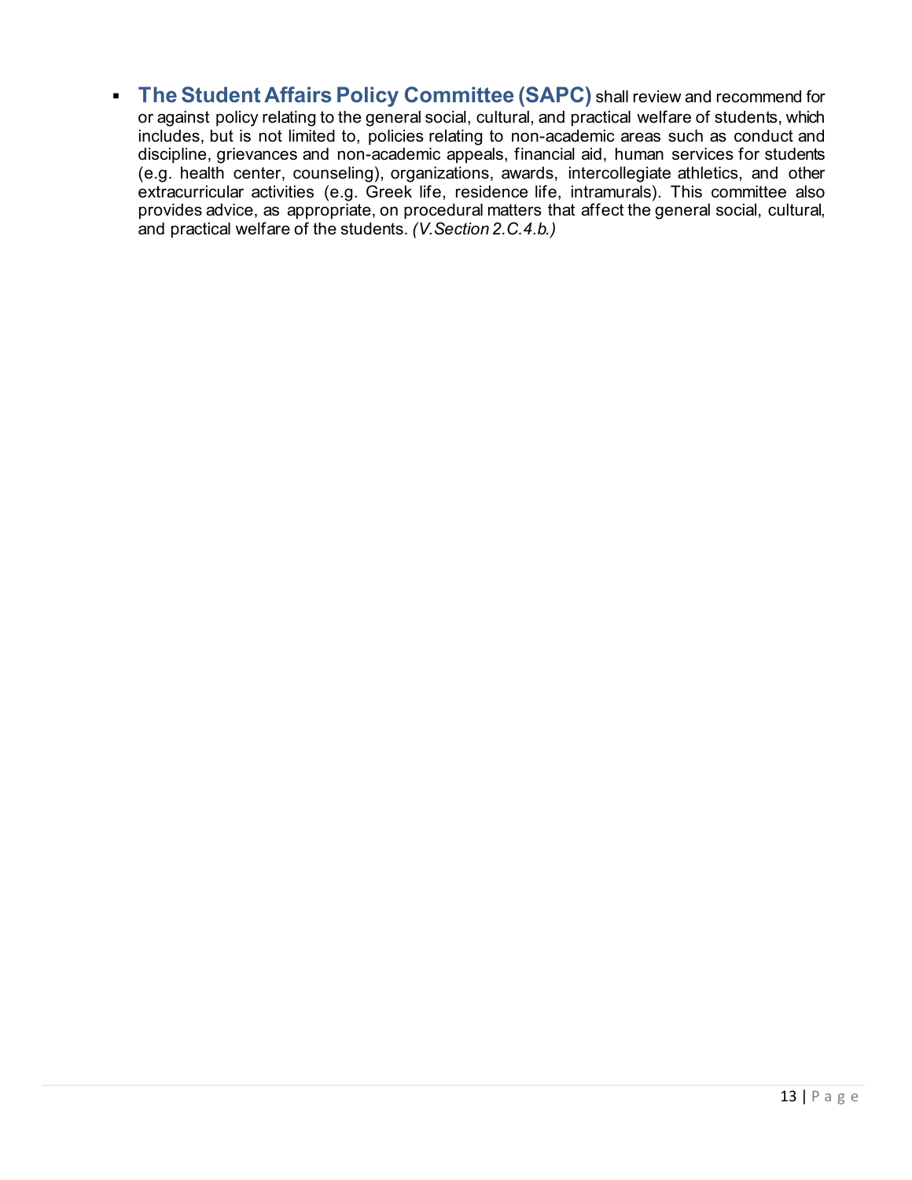- **The Student Affairs Policy Committee (SAPC)** shall review and recommend for or against policy relating to the general social, cultural, and practical welfare of students, which includes, but is not limited to, policies relating to non-academic areas such as conduct and discipline, grievances and non-academic appeals, financial aid, human services for students (e.g. health center, counseling), organizations, awards, intercollegiate athletics, and other extracurricular activities (e.g. Greek life, residence life, intramurals). This committee also provides advice, as appropriate, on procedural matters that affect the general social, cultural, and practical welfare of the students. *(V.Section 2.C.4.b.)*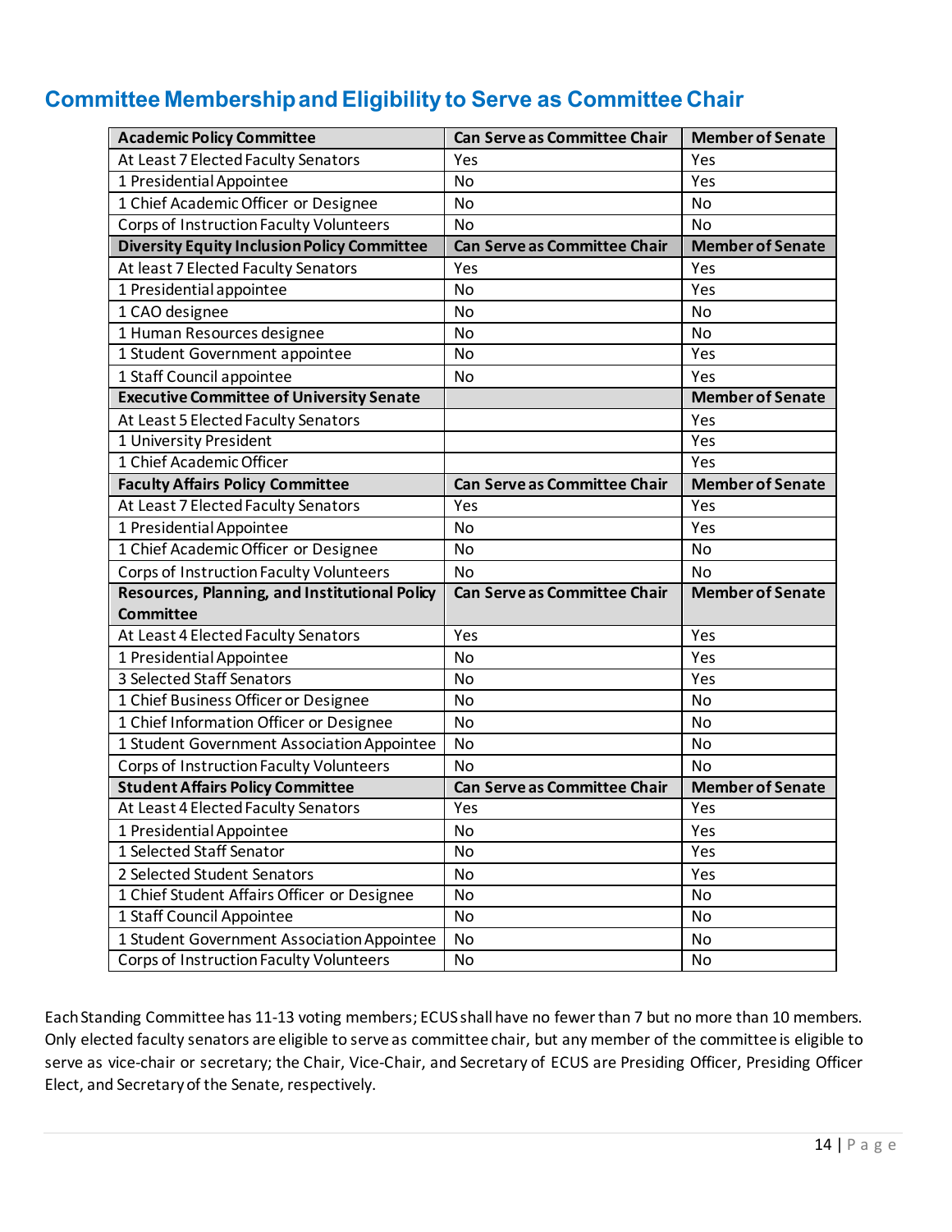## Committee Membership and Eligibility to Serve as Committee Chair

| Academic Policy Committee | Can Serve as Committee Chair | Member of Senate |
|---|---|---|
| At Least 7 Elected Faculty Senators | Yes | Yes |
| 1 Presidential Appointee | No | Yes |
| 1 Chief Academic Officer or Designee | No | No |
| Corps of Instruction Faculty Volunteers | No | No |
| **Diversity Equity Inclusion Policy Committee** | **Can Serve as Committee Chair** | **Member of Senate** |
| At least 7 Elected Faculty Senators | Yes | Yes |
| 1 Presidential appointee | No | Yes |
| 1 CAO designee | No | No |
| 1 Human Resources designee | No | No |
| 1 Student Government appointee | No | Yes |
| 1 Staff Council appointee | No | Yes |
| **Executive Committee of University Senate** | | **Member of Senate** |
| At Least 5 Elected Faculty Senators | | Yes |
| 1 University President | | Yes |
| 1 Chief Academic Officer | | Yes |
| **Faculty Affairs Policy Committee** | **Can Serve as Committee Chair** | **Member of Senate** |
| At Least 7 Elected Faculty Senators | Yes | Yes |
| 1 Presidential Appointee | No | Yes |
| 1 Chief Academic Officer or Designee | No | No |
| Corps of Instruction Faculty Volunteers | No | No |
| **Resources, Planning, and Institutional Policy Committee** | **Can Serve as Committee Chair** | **Member of Senate** |
| At Least 4 Elected Faculty Senators | Yes | Yes |
| 1 Presidential Appointee | No | Yes |
| 3 Selected Staff Senators | No | Yes |
| 1 Chief Business Officer or Designee | No | No |
| 1 Chief Information Officer or Designee | No | No |
| 1 Student Government Association Appointee | No | No |
| Corps of Instruction Faculty Volunteers | No | No |
| **Student Affairs Policy Committee** | **Can Serve as Committee Chair** | **Member of Senate** |
| At Least 4 Elected Faculty Senators | Yes | Yes |
| 1 Presidential Appointee | No | Yes |
| 1 Selected Staff Senator | No | Yes |
| 2 Selected Student Senators | No | Yes |
| 1 Chief Student Affairs Officer or Designee | No | No |
| 1 Staff Council Appointee | No | No |
| 1 Student Government Association Appointee | No | No |
| Corps of Instruction Faculty Volunteers | No | No |

Each Standing Committee has 11-13 voting members; ECUS shall have no fewer than 7 but no more than 10 members. Only elected faculty senators are eligible to serve as committee chair, but any member of the committee is eligible to serve as vice-chair or secretary; the Chair, Vice-Chair, and Secretary of ECUS are Presiding Officer, Presiding Officer Elect, and Secretary of the Senate, respectively.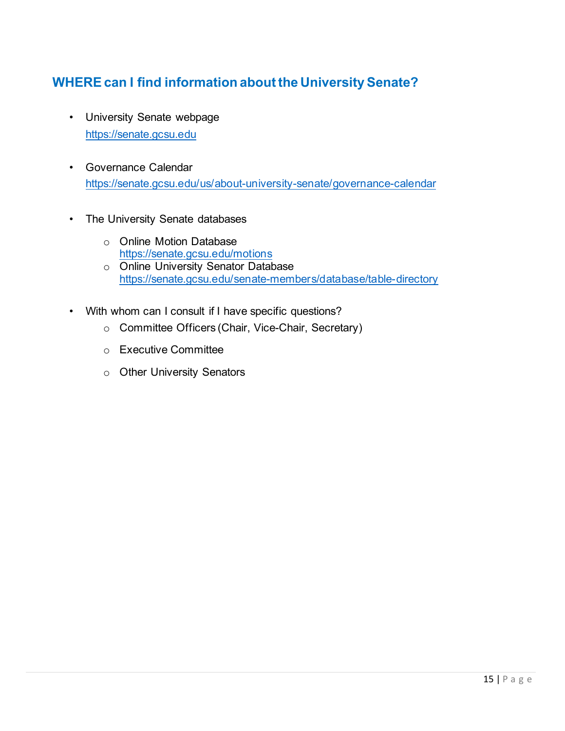## WHERE can I find information about the University Senate?

- University Senate webpage
  https://senate.gcsu.edu

- Governance Calendar
  https://senate.gcsu.edu/us/about-university-senate/governance-calendar

- The University Senate databases
  - Online Motion Database
    https://senate.gcsu.edu/motions
  - Online University Senator Database
    https://senate.gcsu.edu/senate-members/database/table-directory

- With whom can I consult if I have specific questions?
  - Committee Officers (Chair, Vice-Chair, Secretary)
  - Executive Committee
  - Other University Senators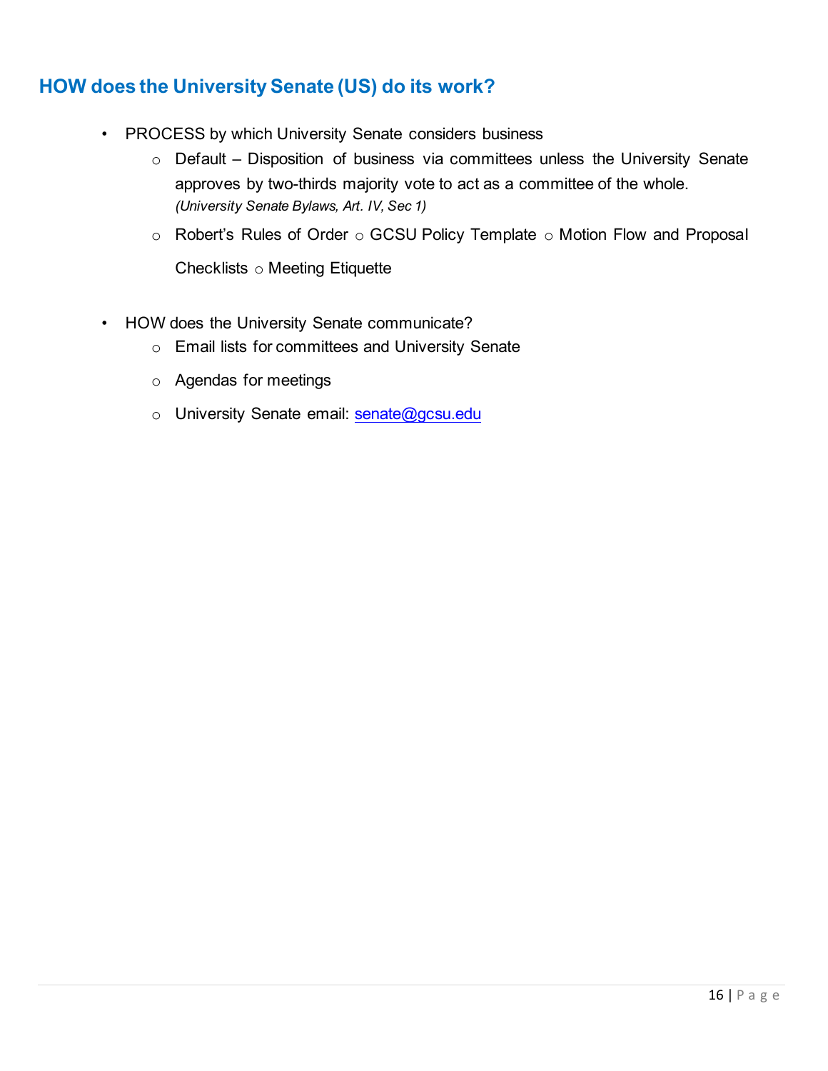## HOW does the University Senate (US) do its work?

- PROCESS by which University Senate considers business
  - Default – Disposition of business via committees unless the University Senate approves by two-thirds majority vote to act as a committee of the whole. *(University Senate Bylaws, Art. IV, Sec 1)*
  - Robert's Rules of Order ○ GCSU Policy Template ○ Motion Flow and Proposal Checklists ○ Meeting Etiquette

- HOW does the University Senate communicate?
  - Email lists for committees and University Senate
  - Agendas for meetings
  - University Senate email: senate@gcsu.edu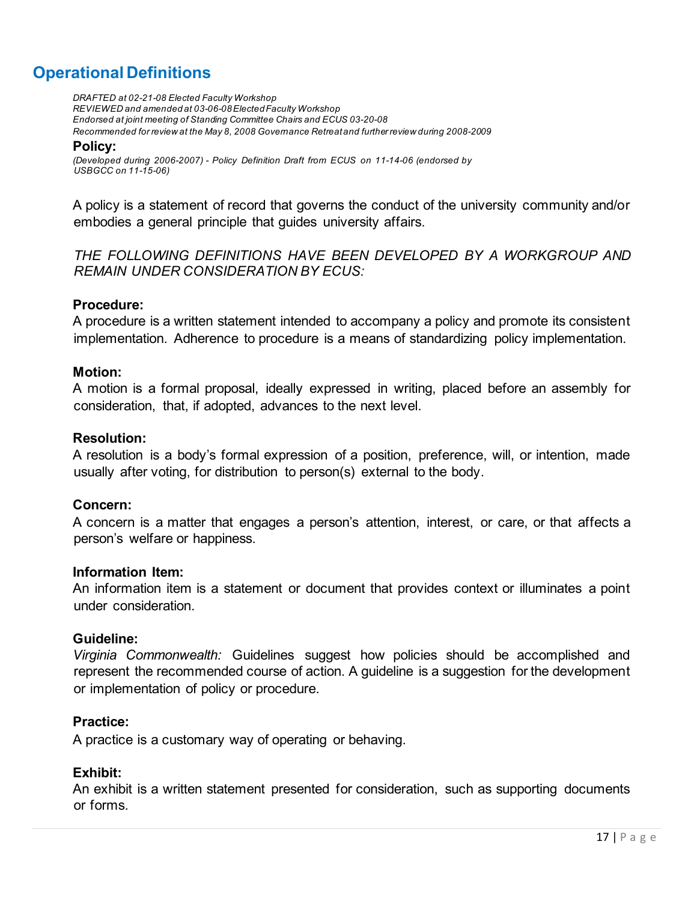## Operational Definitions

*DRAFTED at 02-21-08 Elected Faculty Workshop*
*REVIEWED and amended at 03-06-08 Elected Faculty Workshop*
*Endorsed at joint meeting of Standing Committee Chairs and ECUS 03-20-08*
*Recommended for review at the May 8, 2008 Governance Retreat and further review during 2008-2009*

### Policy:

*(Developed during 2006-2007) - Policy Definition Draft from ECUS on 11-14-06 (endorsed by USBGCC on 11-15-06)*

A policy is a statement of record that governs the conduct of the university community and/or embodies a general principle that guides university affairs.

*THE FOLLOWING DEFINITIONS HAVE BEEN DEVELOPED BY A WORKGROUP AND REMAIN UNDER CONSIDERATION BY ECUS:*

### Procedure:

A procedure is a written statement intended to accompany a policy and promote its consistent implementation. Adherence to procedure is a means of standardizing policy implementation.

### Motion:

A motion is a formal proposal, ideally expressed in writing, placed before an assembly for consideration, that, if adopted, advances to the next level.

### Resolution:

A resolution is a body's formal expression of a position, preference, will, or intention, made usually after voting, for distribution to person(s) external to the body.

### Concern:

A concern is a matter that engages a person's attention, interest, or care, or that affects a person's welfare or happiness.

### Information Item:

An information item is a statement or document that provides context or illuminates a point under consideration.

### Guideline:

*Virginia Commonwealth:* Guidelines suggest how policies should be accomplished and represent the recommended course of action. A guideline is a suggestion for the development or implementation of policy or procedure.

### Practice:

A practice is a customary way of operating or behaving.

### Exhibit:

An exhibit is a written statement presented for consideration, such as supporting documents or forms.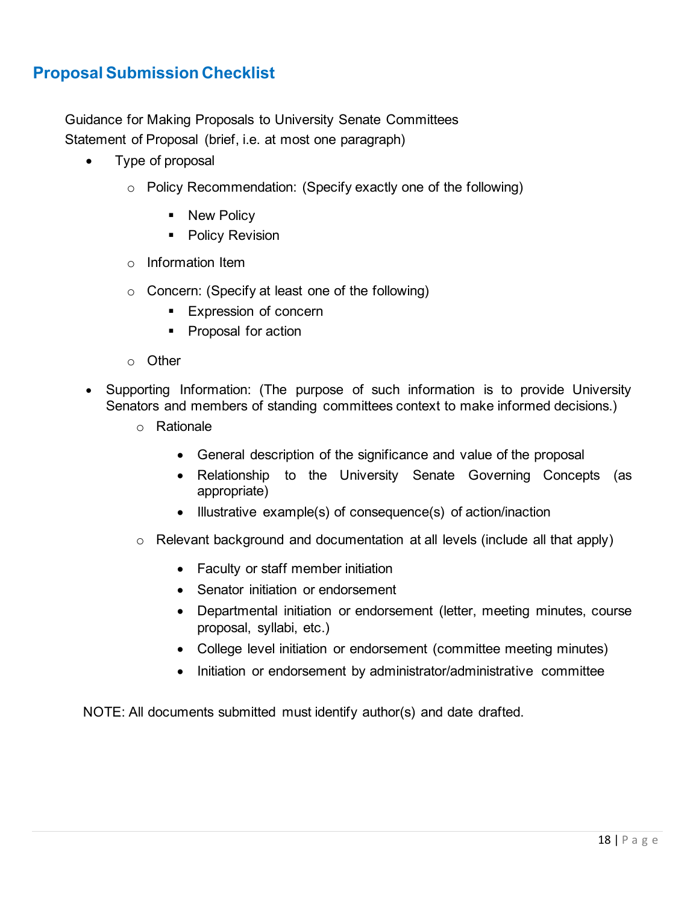## Proposal Submission Checklist

Guidance for Making Proposals to University Senate Committees
Statement of Proposal (brief, i.e. at most one paragraph)

- Type of proposal
  - Policy Recommendation: (Specify exactly one of the following)
    - New Policy
    - Policy Revision
  - Information Item
  - Concern: (Specify at least one of the following)
    - Expression of concern
    - Proposal for action
  - Other
- Supporting Information: (The purpose of such information is to provide University Senators and members of standing committees context to make informed decisions.)
  - Rationale
    - General description of the significance and value of the proposal
    - Relationship to the University Senate Governing Concepts (as appropriate)
    - Illustrative example(s) of consequence(s) of action/inaction
  - Relevant background and documentation at all levels (include all that apply)
    - Faculty or staff member initiation
    - Senator initiation or endorsement
    - Departmental initiation or endorsement (letter, meeting minutes, course proposal, syllabi, etc.)
    - College level initiation or endorsement (committee meeting minutes)
    - Initiation or endorsement by administrator/administrative committee

NOTE: All documents submitted must identify author(s) and date drafted.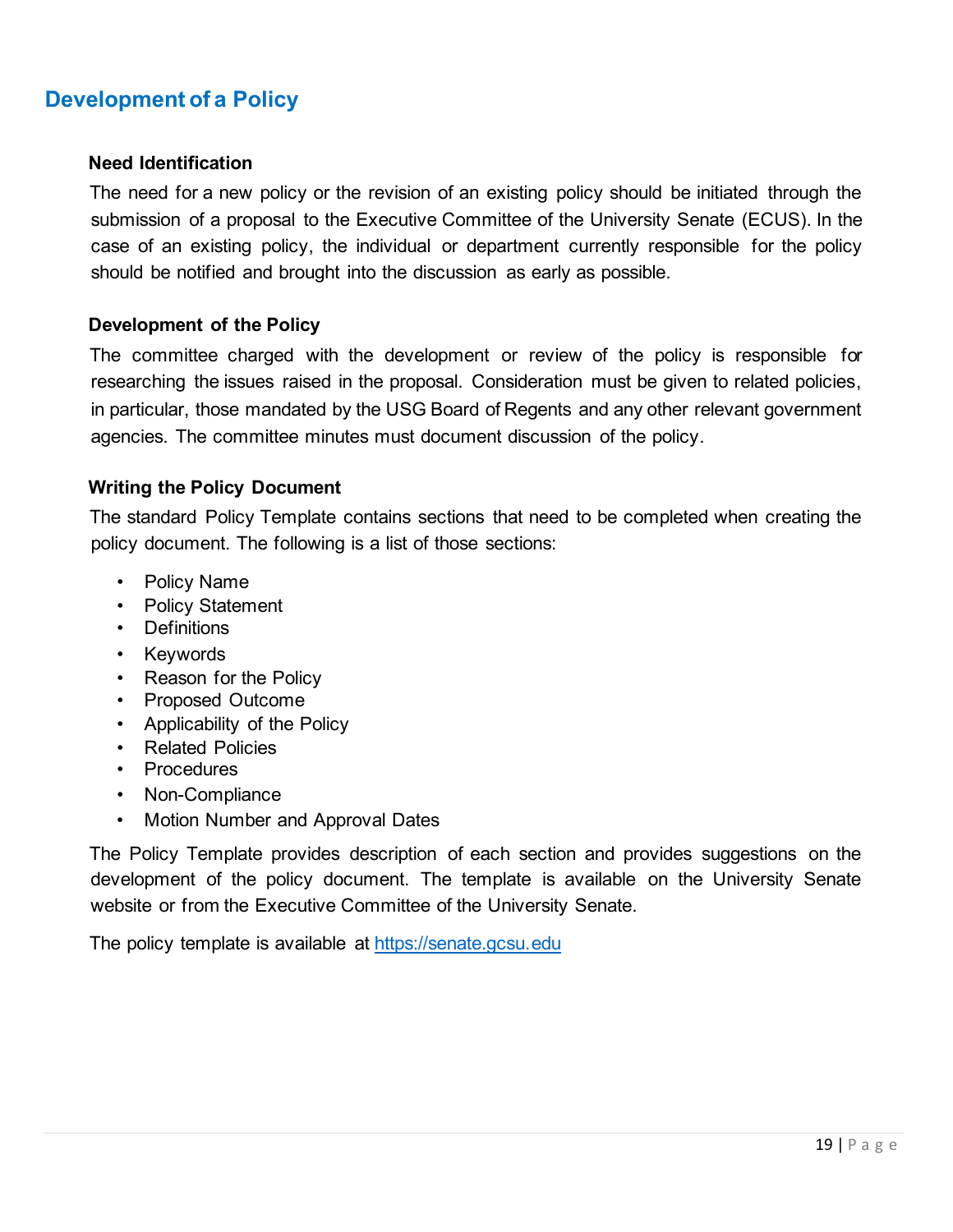## Development of a Policy

### Need Identification

The need for a new policy or the revision of an existing policy should be initiated through the submission of a proposal to the Executive Committee of the University Senate (ECUS). In the case of an existing policy, the individual or department currently responsible for the policy should be notified and brought into the discussion as early as possible.

### Development of the Policy

The committee charged with the development or review of the policy is responsible for researching the issues raised in the proposal. Consideration must be given to related policies, in particular, those mandated by the USG Board of Regents and any other relevant government agencies. The committee minutes must document discussion of the policy.

### Writing the Policy Document

The standard Policy Template contains sections that need to be completed when creating the policy document. The following is a list of those sections:

- Policy Name
- Policy Statement
- Definitions
- Keywords
- Reason for the Policy
- Proposed Outcome
- Applicability of the Policy
- Related Policies
- Procedures
- Non-Compliance
- Motion Number and Approval Dates

The Policy Template provides description of each section and provides suggestions on the development of the policy document. The template is available on the University Senate website or from the Executive Committee of the University Senate.

The policy template is available at [https://senate.gcsu.edu](https://senate.gcsu.edu)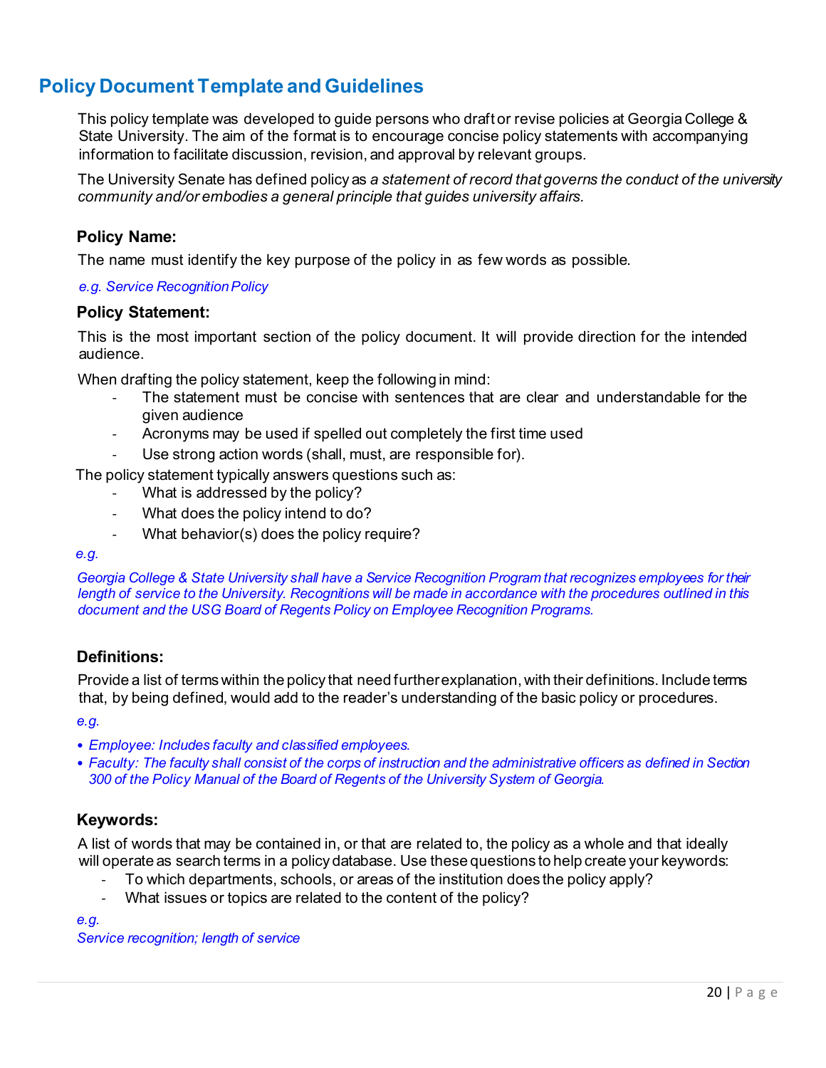## Policy Document Template and Guidelines

This policy template was developed to guide persons who draft or revise policies at Georgia College & State University. The aim of the format is to encourage concise policy statements with accompanying information to facilitate discussion, revision, and approval by relevant groups.

The University Senate has defined policy as *a statement of record that governs the conduct of the university community and/or embodies a general principle that guides university affairs.*

### Policy Name:

The name must identify the key purpose of the policy in as few words as possible.

*e.g. Service Recognition Policy*

### Policy Statement:

This is the most important section of the policy document. It will provide direction for the intended audience.

When drafting the policy statement, keep the following in mind:

- The statement must be concise with sentences that are clear and understandable for the given audience
- Acronyms may be used if spelled out completely the first time used
- Use strong action words (shall, must, are responsible for).

The policy statement typically answers questions such as:

- What is addressed by the policy?
- What does the policy intend to do?
- What behavior(s) does the policy require?

*e.g.*

*Georgia College & State University shall have a Service Recognition Program that recognizes employees for their length of service to the University. Recognitions will be made in accordance with the procedures outlined in this document and the USG Board of Regents Policy on Employee Recognition Programs.*

### Definitions:

Provide a list of terms within the policy that need further explanation, with their definitions. Include terms that, by being defined, would add to the reader's understanding of the basic policy or procedures.

*e.g.*

- *Employee: Includes faculty and classified employees.*
- *Faculty: The faculty shall consist of the corps of instruction and the administrative officers as defined in Section 300 of the Policy Manual of the Board of Regents of the University System of Georgia.*

### Keywords:

A list of words that may be contained in, or that are related to, the policy as a whole and that ideally will operate as search terms in a policy database. Use these questions to help create your keywords:

- To which departments, schools, or areas of the institution does the policy apply?
- What issues or topics are related to the content of the policy?

*e.g.*
*Service recognition; length of service*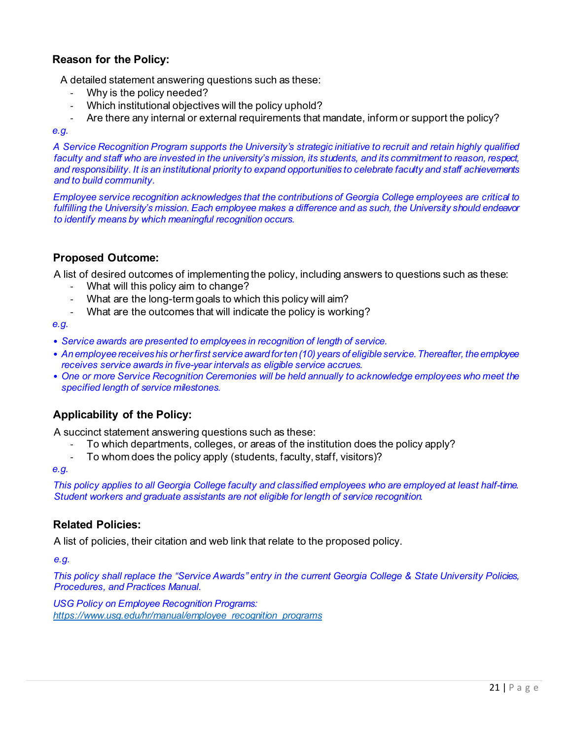### Reason for the Policy:

A detailed statement answering questions such as these:

- Why is the policy needed?
- Which institutional objectives will the policy uphold?
- Are there any internal or external requirements that mandate, inform or support the policy?

*e.g.*

*A Service Recognition Program supports the University's strategic initiative to recruit and retain highly qualified faculty and staff who are invested in the university's mission, its students, and its commitment to reason, respect, and responsibility. It is an institutional priority to expand opportunities to celebrate faculty and staff achievements and to build community.*

*Employee service recognition acknowledges that the contributions of Georgia College employees are critical to fulfilling the University's mission. Each employee makes a difference and as such, the University should endeavor to identify means by which meaningful recognition occurs.*

### Proposed Outcome:

A list of desired outcomes of implementing the policy, including answers to questions such as these:

- What will this policy aim to change?
- What are the long-term goals to which this policy will aim?
- What are the outcomes that will indicate the policy is working?

*e.g.*

- *Service awards are presented to employees in recognition of length of service.*
- *An employee receives his or her first service award for ten (10) years of eligible service. Thereafter, the employee receives service awards in five-year intervals as eligible service accrues.*
- *One or more Service Recognition Ceremonies will be held annually to acknowledge employees who meet the specified length of service milestones.*

### Applicability of the Policy:

A succinct statement answering questions such as these:

- To which departments, colleges, or areas of the institution does the policy apply?
- To whom does the policy apply (students, faculty, staff, visitors)?

*e.g.*

*This policy applies to all Georgia College faculty and classified employees who are employed at least half-time. Student workers and graduate assistants are not eligible for length of service recognition.*

### Related Policies:

A list of policies, their citation and web link that relate to the proposed policy.

*e.g.*

*This policy shall replace the "Service Awards" entry in the current Georgia College & State University Policies, Procedures, and Practices Manual.*

*USG Policy on Employee Recognition Programs:*
*[https://www.usg.edu/hr/manual/employee_recognition_programs](https://www.usg.edu/hr/manual/employee_recognition_programs)*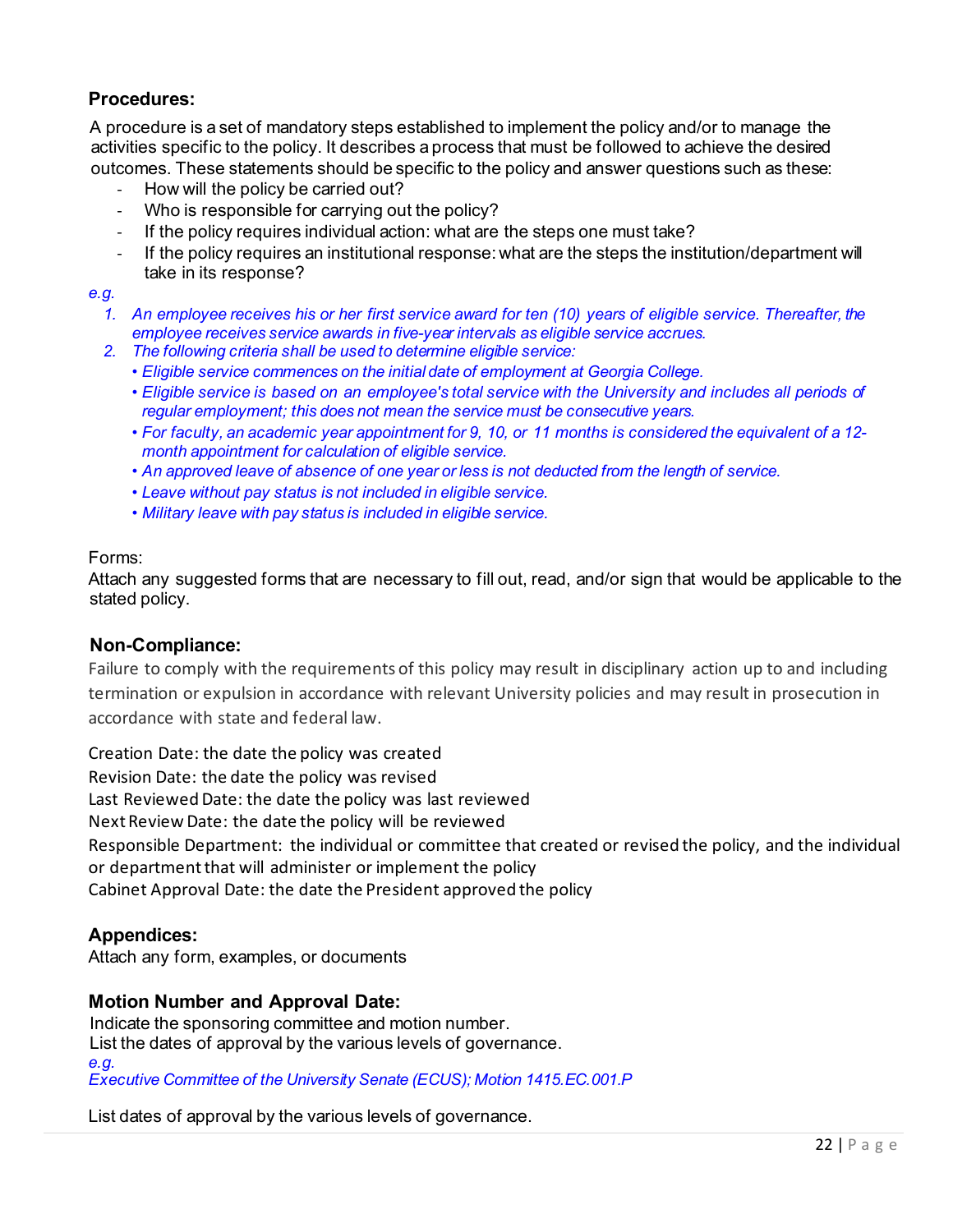### Procedures:

A procedure is a set of mandatory steps established to implement the policy and/or to manage the activities specific to the policy. It describes a process that must be followed to achieve the desired outcomes. These statements should be specific to the policy and answer questions such as these:

- How will the policy be carried out?
- Who is responsible for carrying out the policy?
- If the policy requires individual action: what are the steps one must take?
- If the policy requires an institutional response: what are the steps the institution/department will take in its response?

*e.g.*

1. *An employee receives his or her first service award for ten (10) years of eligible service. Thereafter, the employee receives service awards in five-year intervals as eligible service accrues.*
2. *The following criteria shall be used to determine eligible service:*
   - *Eligible service commences on the initial date of employment at Georgia College.*
   - *Eligible service is based on an employee's total service with the University and includes all periods of regular employment; this does not mean the service must be consecutive years.*
   - *For faculty, an academic year appointment for 9, 10, or 11 months is considered the equivalent of a 12-month appointment for calculation of eligible service.*
   - *An approved leave of absence of one year or less is not deducted from the length of service.*
   - *Leave without pay status is not included in eligible service.*
   - *Military leave with pay status is included in eligible service.*

Forms:
Attach any suggested forms that are necessary to fill out, read, and/or sign that would be applicable to the stated policy.

### Non-Compliance:

Failure to comply with the requirements of this policy may result in disciplinary action up to and including termination or expulsion in accordance with relevant University policies and may result in prosecution in accordance with state and federal law.

Creation Date: the date the policy was created
Revision Date: the date the policy was revised
Last Reviewed Date: the date the policy was last reviewed
Next Review Date: the date the policy will be reviewed
Responsible Department: the individual or committee that created or revised the policy, and the individual or department that will administer or implement the policy
Cabinet Approval Date: the date the President approved the policy

### Appendices:

Attach any form, examples, or documents

### Motion Number and Approval Date:

Indicate the sponsoring committee and motion number.
List the dates of approval by the various levels of governance.
*e.g.*
*Executive Committee of the University Senate (ECUS); Motion 1415.EC.001.P*

List dates of approval by the various levels of governance.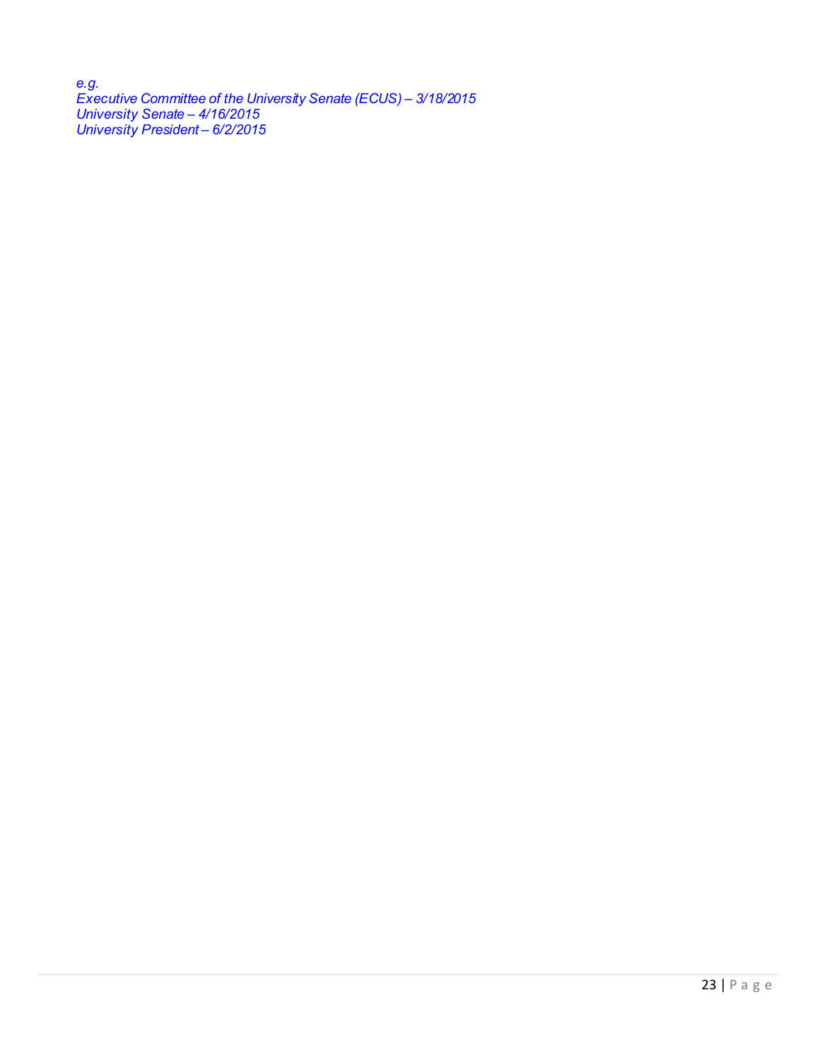*e.g.*
*Executive Committee of the University Senate (ECUS) – 3/18/2015*
*University Senate – 4/16/2015*
*University President – 6/2/2015*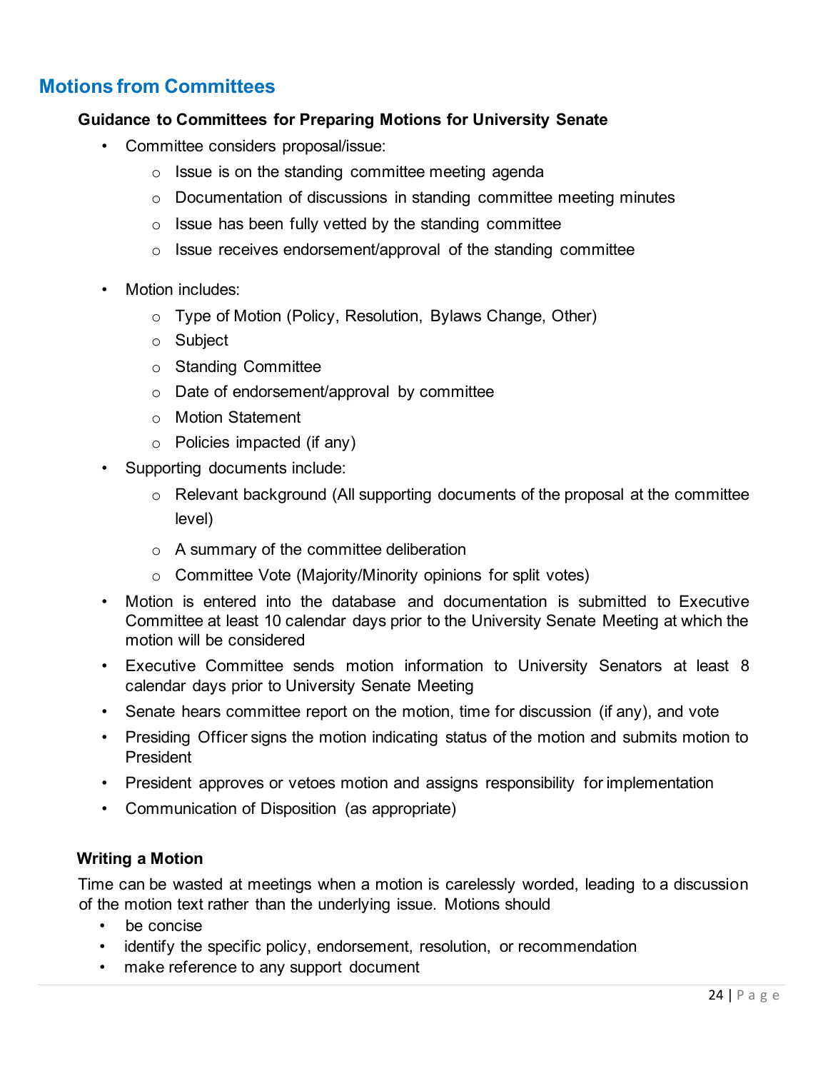## Motions from Committees

### Guidance to Committees for Preparing Motions for University Senate

- Committee considers proposal/issue:
  - Issue is on the standing committee meeting agenda
  - Documentation of discussions in standing committee meeting minutes
  - Issue has been fully vetted by the standing committee
  - Issue receives endorsement/approval of the standing committee
- Motion includes:
  - Type of Motion (Policy, Resolution, Bylaws Change, Other)
  - Subject
  - Standing Committee
  - Date of endorsement/approval by committee
  - Motion Statement
  - Policies impacted (if any)
- Supporting documents include:
  - Relevant background (All supporting documents of the proposal at the committee level)
  - A summary of the committee deliberation
  - Committee Vote (Majority/Minority opinions for split votes)
- Motion is entered into the database and documentation is submitted to Executive Committee at least 10 calendar days prior to the University Senate Meeting at which the motion will be considered
- Executive Committee sends motion information to University Senators at least 8 calendar days prior to University Senate Meeting
- Senate hears committee report on the motion, time for discussion (if any), and vote
- Presiding Officer signs the motion indicating status of the motion and submits motion to President
- President approves or vetoes motion and assigns responsibility for implementation
- Communication of Disposition (as appropriate)

### Writing a Motion

Time can be wasted at meetings when a motion is carelessly worded, leading to a discussion of the motion text rather than the underlying issue. Motions should

- be concise
- identify the specific policy, endorsement, resolution, or recommendation
- make reference to any support document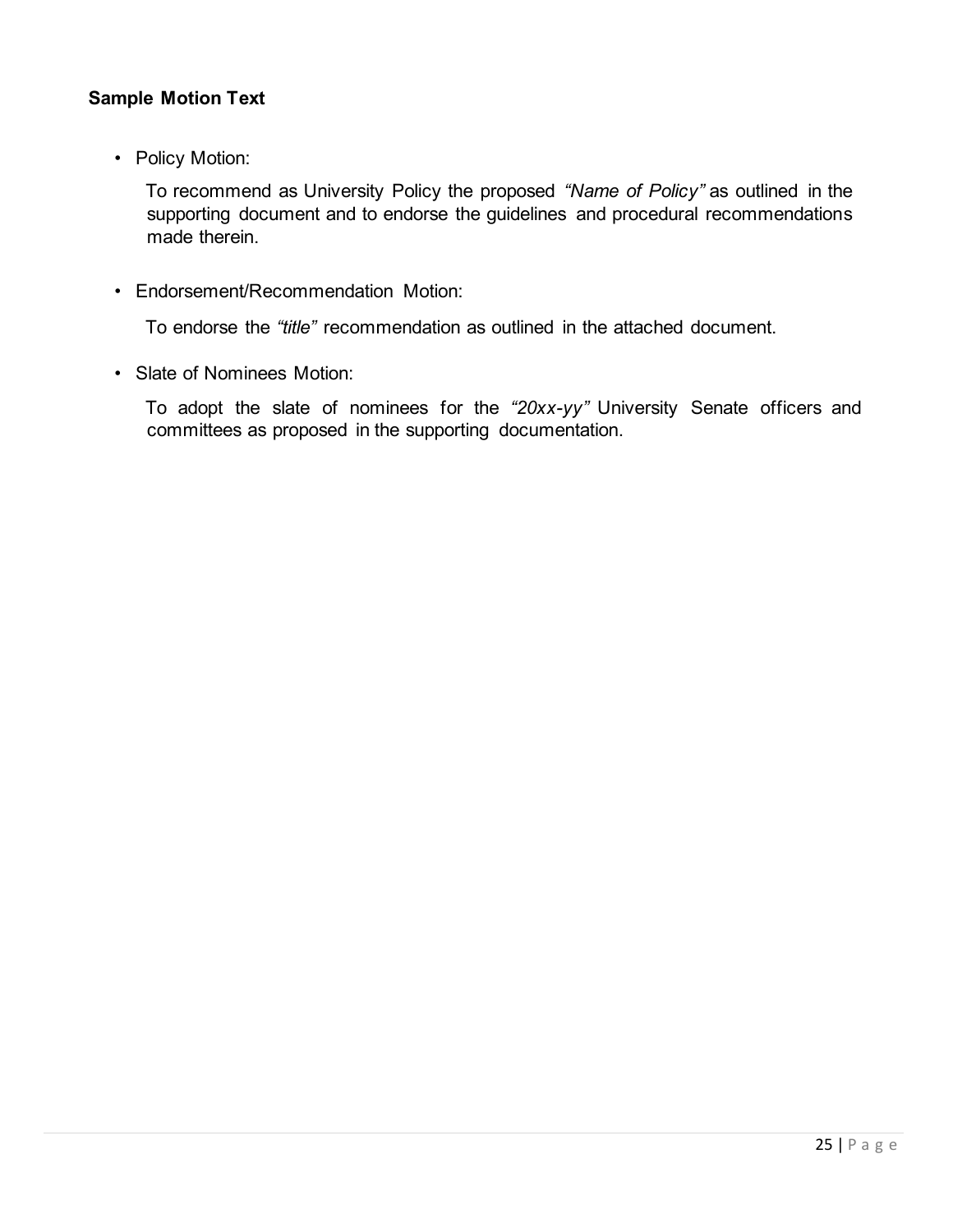**Sample Motion Text**

- Policy Motion:

  To recommend as University Policy the proposed *"Name of Policy"* as outlined in the supporting document and to endorse the guidelines and procedural recommendations made therein.

- Endorsement/Recommendation Motion:

  To endorse the *"title"* recommendation as outlined in the attached document.

- Slate of Nominees Motion:

  To adopt the slate of nominees for the *"20xx-yy"* University Senate officers and committees as proposed in the supporting documentation.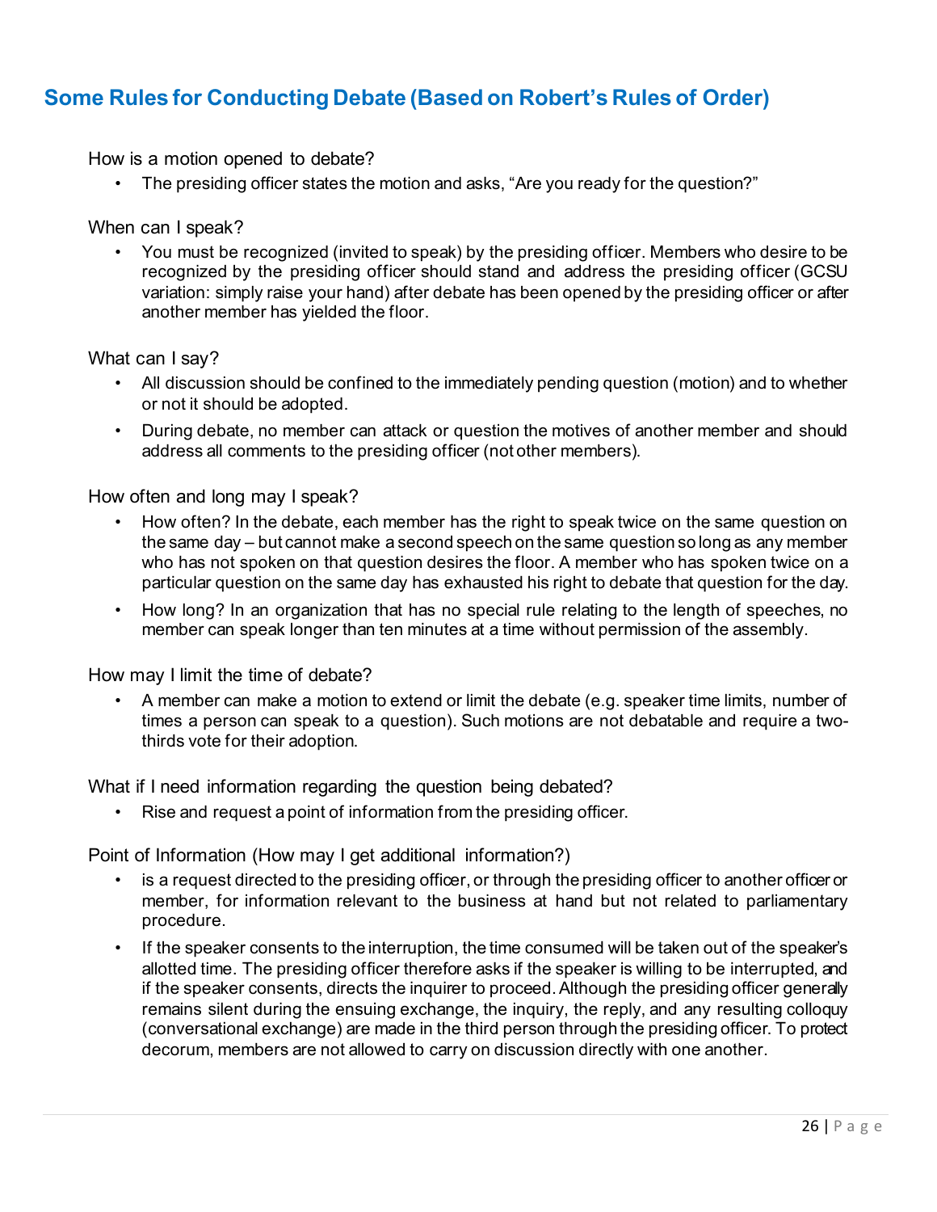## Some Rules for Conducting Debate (Based on Robert's Rules of Order)

How is a motion opened to debate?

- The presiding officer states the motion and asks, "Are you ready for the question?"

When can I speak?

- You must be recognized (invited to speak) by the presiding officer. Members who desire to be recognized by the presiding officer should stand and address the presiding officer (GCSU variation: simply raise your hand) after debate has been opened by the presiding officer or after another member has yielded the floor.

What can I say?

- All discussion should be confined to the immediately pending question (motion) and to whether or not it should be adopted.
- During debate, no member can attack or question the motives of another member and should address all comments to the presiding officer (not other members).

How often and long may I speak?

- How often? In the debate, each member has the right to speak twice on the same question on the same day – but cannot make a second speech on the same question so long as any member who has not spoken on that question desires the floor. A member who has spoken twice on a particular question on the same day has exhausted his right to debate that question for the day.
- How long? In an organization that has no special rule relating to the length of speeches, no member can speak longer than ten minutes at a time without permission of the assembly.

How may I limit the time of debate?

- A member can make a motion to extend or limit the debate (e.g. speaker time limits, number of times a person can speak to a question). Such motions are not debatable and require a two-thirds vote for their adoption.

What if I need information regarding the question being debated?

- Rise and request a point of information from the presiding officer.

Point of Information (How may I get additional information?)

- is a request directed to the presiding officer, or through the presiding officer to another officer or member, for information relevant to the business at hand but not related to parliamentary procedure.
- If the speaker consents to the interruption, the time consumed will be taken out of the speaker's allotted time. The presiding officer therefore asks if the speaker is willing to be interrupted, and if the speaker consents, directs the inquirer to proceed. Although the presiding officer generally remains silent during the ensuing exchange, the inquiry, the reply, and any resulting colloquy (conversational exchange) are made in the third person through the presiding officer. To protect decorum, members are not allowed to carry on discussion directly with one another.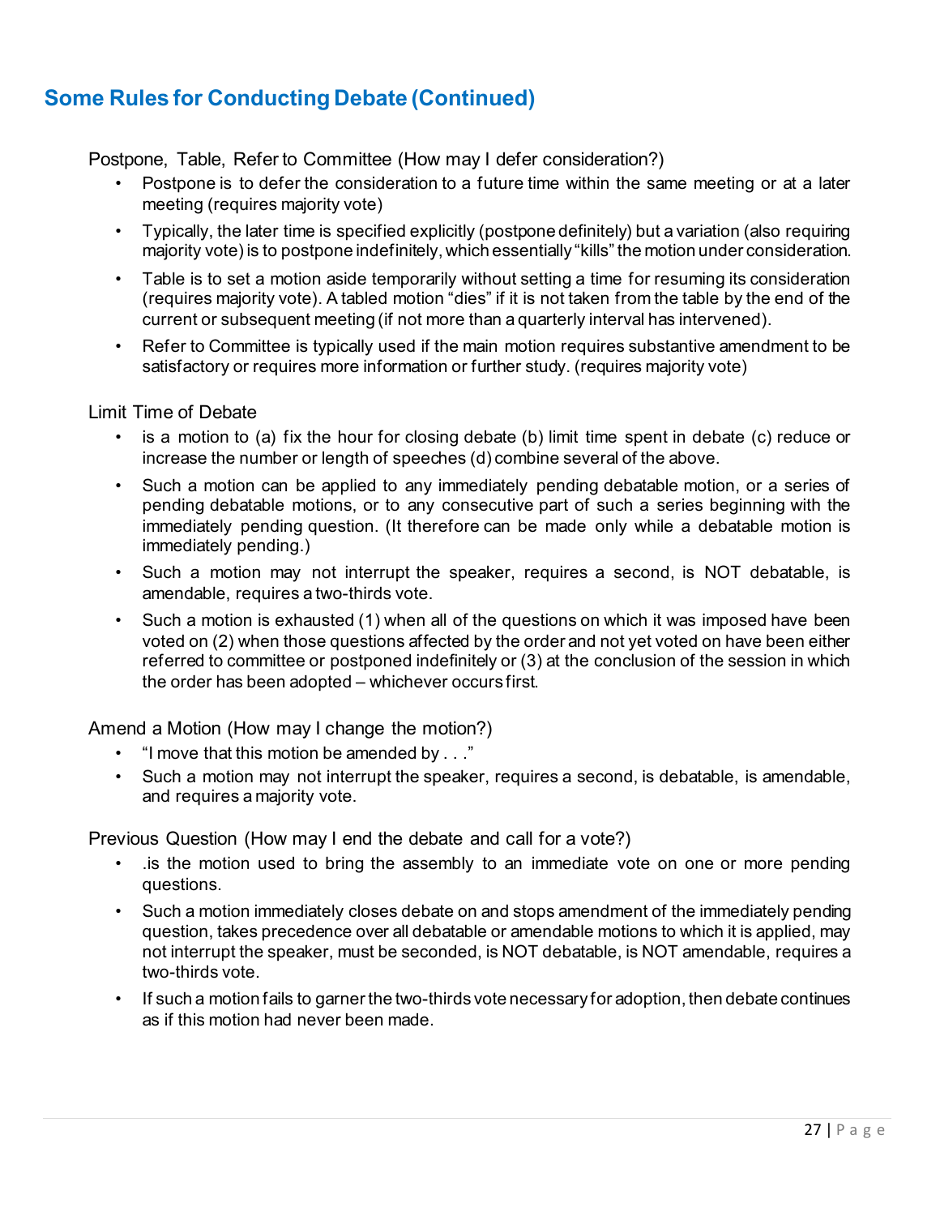## Some Rules for Conducting Debate (Continued)

Postpone, Table, Refer to Committee (How may I defer consideration?)

- Postpone is to defer the consideration to a future time within the same meeting or at a later meeting (requires majority vote)
- Typically, the later time is specified explicitly (postpone definitely) but a variation (also requiring majority vote) is to postpone indefinitely, which essentially "kills" the motion under consideration.
- Table is to set a motion aside temporarily without setting a time for resuming its consideration (requires majority vote). A tabled motion "dies" if it is not taken from the table by the end of the current or subsequent meeting (if not more than a quarterly interval has intervened).
- Refer to Committee is typically used if the main motion requires substantive amendment to be satisfactory or requires more information or further study. (requires majority vote)

Limit Time of Debate

- is a motion to (a) fix the hour for closing debate (b) limit time spent in debate (c) reduce or increase the number or length of speeches (d) combine several of the above.
- Such a motion can be applied to any immediately pending debatable motion, or a series of pending debatable motions, or to any consecutive part of such a series beginning with the immediately pending question. (It therefore can be made only while a debatable motion is immediately pending.)
- Such a motion may not interrupt the speaker, requires a second, is NOT debatable, is amendable, requires a two-thirds vote.
- Such a motion is exhausted (1) when all of the questions on which it was imposed have been voted on (2) when those questions affected by the order and not yet voted on have been either referred to committee or postponed indefinitely or (3) at the conclusion of the session in which the order has been adopted – whichever occurs first.

Amend a Motion (How may I change the motion?)

- "I move that this motion be amended by . . ."
- Such a motion may not interrupt the speaker, requires a second, is debatable, is amendable, and requires a majority vote.

Previous Question (How may I end the debate and call for a vote?)

- .is the motion used to bring the assembly to an immediate vote on one or more pending questions.
- Such a motion immediately closes debate on and stops amendment of the immediately pending question, takes precedence over all debatable or amendable motions to which it is applied, may not interrupt the speaker, must be seconded, is NOT debatable, is NOT amendable, requires a two-thirds vote.
- If such a motion fails to garner the two-thirds vote necessary for adoption, then debate continues as if this motion had never been made.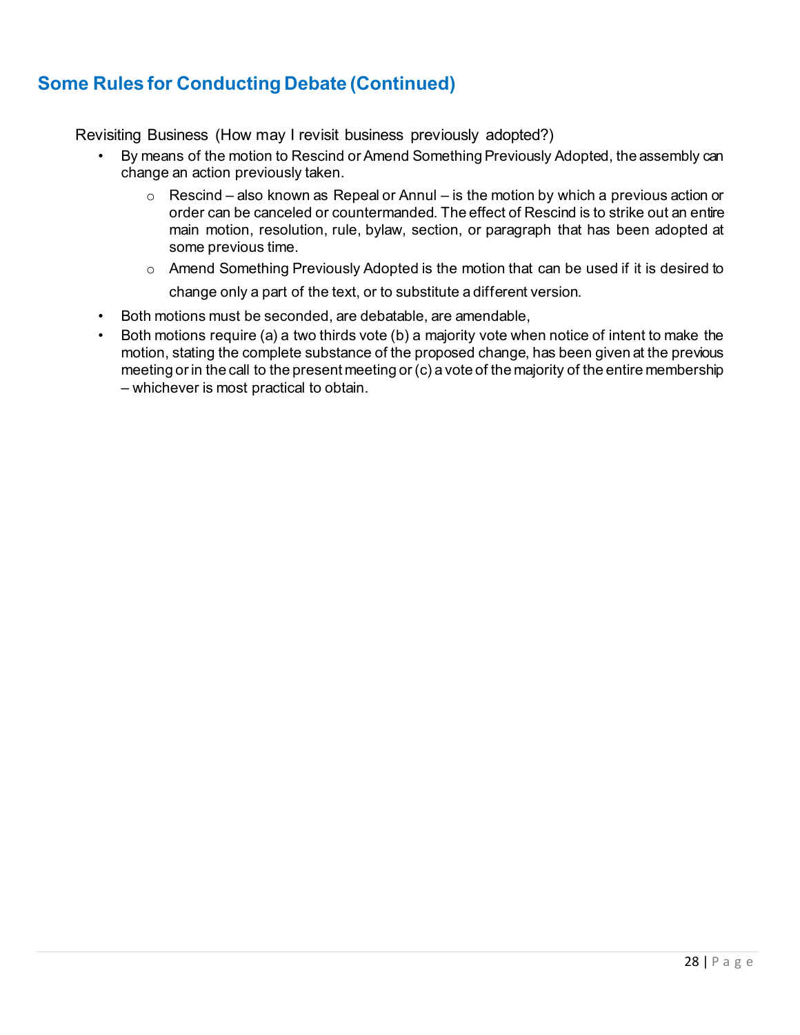## Some Rules for Conducting Debate (Continued)

Revisiting Business (How may I revisit business previously adopted?)

- By means of the motion to Rescind or Amend Something Previously Adopted, the assembly can change an action previously taken.
  - Rescind – also known as Repeal or Annul – is the motion by which a previous action or order can be canceled or countermanded. The effect of Rescind is to strike out an entire main motion, resolution, rule, bylaw, section, or paragraph that has been adopted at some previous time.
  - Amend Something Previously Adopted is the motion that can be used if it is desired to change only a part of the text, or to substitute a different version.
- Both motions must be seconded, are debatable, are amendable,
- Both motions require (a) a two thirds vote (b) a majority vote when notice of intent to make the motion, stating the complete substance of the proposed change, has been given at the previous meeting or in the call to the present meeting or (c) a vote of the majority of the entire membership – whichever is most practical to obtain.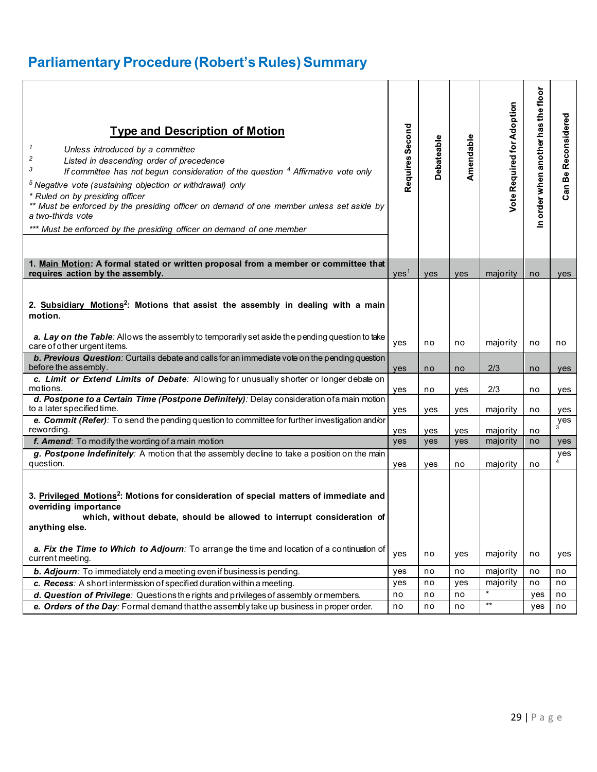# Parliamentary Procedure (Robert's Rules) Summary

| **Type and Description of Motion**<br>[1] *Unless introduced by a committee*<br>[2] *Listed in descending order of precedence*<br>[3] *If committee has not begun consideration of the question* [4] *Affirmative vote only*<br>[5] *Negative vote (sustaining objection or withdrawal) only*<br>* *Ruled on by presiding officer*<br>** *Must be enforced by the presiding officer on demand of one member unless set aside by a two-thirds vote*<br>*** *Must be enforced by the presiding officer on demand of one member* | Requires Second | Debateable | Amendable | Vote Required for Adoption | In order when another has the floor | Can Be Reconsidered |
|---|---|---|---|---|---|---|
| **1. Main Motion: A formal stated or written proposal from a member or committee that requires action by the assembly.** | yes[1] | yes | yes | majority | no | yes |
| **2. Subsidiary Motions[2]: Motions that assist the assembly in dealing with a main motion.** | | | | | | |
| ***a. Lay on the Table:*** Allows the assembly to temporarily set aside the pending question to take care of other urgent items. | yes | no | no | majority | no | no |
| ***b. Previous Question:*** Curtails debate and calls for an immediate vote on the pending question before the assembly. | yes | no | no | 2/3 | no | yes |
| ***c. Limit or Extend Limits of Debate:*** Allowing for unusually shorter or longer debate on motions. | yes | no | yes | 2/3 | no | yes |
| ***d. Postpone to a Certain Time (Postpone Definitely):*** Delay consideration of a main motion to a later specified time. | yes | yes | yes | majority | no | yes |
| ***e. Commit (Refer):*** To send the pending question to committee for further investigation and/or rewording. | yes | yes | yes | majority | no | yes[3] |
| ***f. Amend:*** To modify the wording of a main motion | yes | yes | yes | majority | no | yes |
| ***g. Postpone Indefinitely:*** A motion that the assembly decline to take a position on the main question. | yes | yes | no | majority | no | yes[4] |
| **3. Privileged Motions[2]: Motions for consideration of special matters of immediate and overriding importance which, without debate, should be allowed to interrupt consideration of anything else.** | | | | | | |
| ***a. Fix the Time to Which to Adjourn:*** To arrange the time and location of a continuation of current meeting. | yes | no | yes | majority | no | yes |
| ***b. Adjourn:*** To immediately end a meeting even if business is pending. | yes | no | no | majority | no | no |
| ***c. Recess:*** A short intermission of specified duration within a meeting. | yes | no | yes | majority | no | no |
| ***d. Question of Privilege:*** Questions the rights and privileges of assembly or members. | no | no | no | * | yes | no |
| ***e. Orders of the Day:*** Formal demand that the assembly take up business in proper order. | no | no | no | ** | yes | no |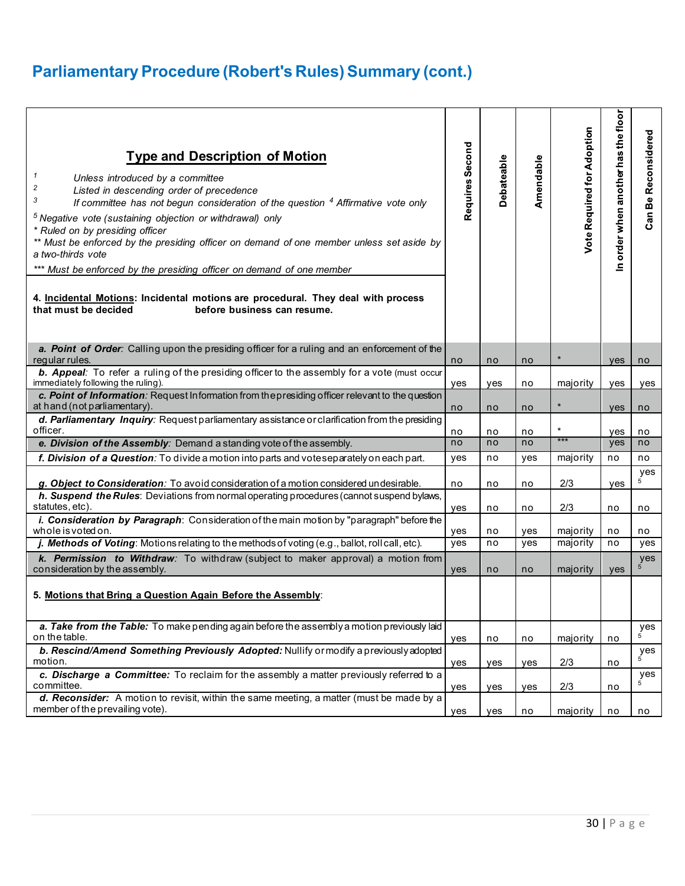## Parliamentary Procedure (Robert's Rules) Summary (cont.)

| **Type and Description of Motion**<br><br>[1] *Unless introduced by a committee*<br>[2] *Listed in descending order of precedence*<br>[3] *If committee has not begun consideration of the question* [4] *Affirmative vote only*<br>[5] *Negative vote (sustaining objection or withdrawal) only*<br>* *Ruled on by presiding officer*<br>** *Must be enforced by the presiding officer on demand of one member unless set aside by a two-thirds vote*<br>*** *Must be enforced by the presiding officer on demand of one member* | Requires Second | Debateable | Amendable | Vote Required for Adoption | In order when another has the floor | Can Be Reconsidered |
|---|---|---|---|---|---|---|
| **4. Incidental Motions: Incidental motions are procedural. They deal with process that must be decided before business can resume.** | | | | | | |
| ***a. Point of Order**: Calling upon the presiding officer for a ruling and an enforcement of the regular rules.* | no | no | no | * | yes | no |
| ***b. Appeal**: To refer a ruling of the presiding officer to the assembly for a vote (must occur immediately following the ruling).* | yes | yes | no | majority | yes | yes |
| ***c. Point of Information**: Request Information from the presiding officer relevant to the question at hand (not parliamentary).* | no | no | no | * | yes | no |
| ***d. Parliamentary Inquiry**: Request parliamentary assistance or clarification from the presiding officer.* | no | no | no | * | yes | no |
| ***e. Division of the Assembly**: Demand a standing vote of the assembly.* | no | no | no | *** | yes | no |
| ***f. Division of a Question**: To divide a motion into parts and vote separately on each part.* | yes | no | yes | majority | no | no |
| ***g. Object to Consideration**: To avoid consideration of a motion considered undesirable.* | no | no | no | 2/3 | yes | yes [5] |
| ***h. Suspend the Rules**: Deviations from normal operating procedures (cannot suspend bylaws, statutes, etc).* | yes | no | no | 2/3 | no | no |
| ***i. Consideration by Paragraph**: Consideration of the main motion by "paragraph" before the whole is voted on.* | yes | no | yes | majority | no | no |
| ***j. Methods of Voting**: Motions relating to the methods of voting (e.g., ballot, roll call, etc).* | yes | no | yes | majority | no | yes |
| ***k. Permission to Withdraw**: To withdraw (subject to maker approval) a motion from consideration by the assembly.* | yes | no | no | majority | yes | yes [5] |
| **5. Motions that Bring a Question Again Before the Assembly:** | | | | | | |
| ***a. Take from the Table:** To make pending again before the assembly a motion previously laid on the table.* | yes | no | no | majority | no | yes [5] |
| ***b. Rescind/Amend Something Previously Adopted:** Nullify or modify a previously adopted motion.* | yes | yes | yes | 2/3 | no | yes [5] |
| ***c. Discharge a Committee:** To reclaim for the assembly a matter previously referred to a committee.* | yes | yes | yes | 2/3 | no | yes [5] |
| ***d. Reconsider:** A motion to revisit, within the same meeting, a matter (must be made by a member of the prevailing vote).* | yes | yes | no | majority | no | no |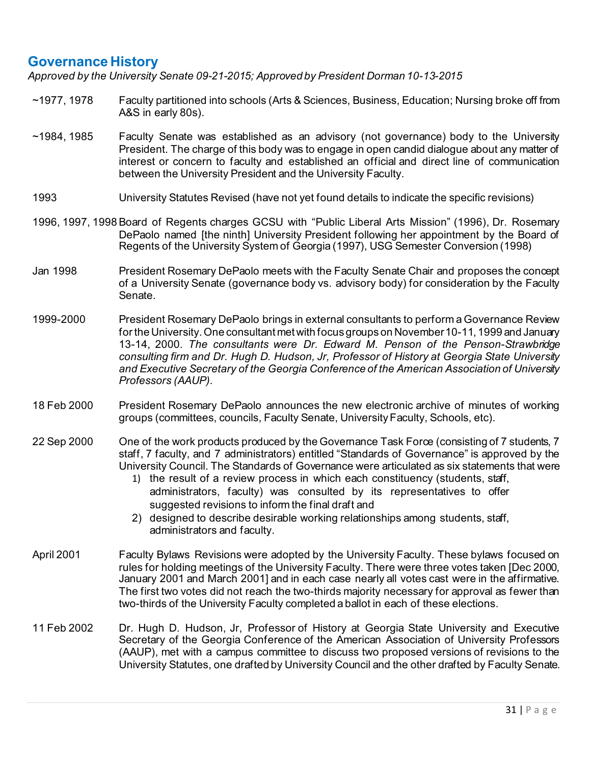## Governance History

*Approved by the University Senate 09-21-2015; Approved by President Dorman 10-13-2015*

~1977, 1978 — Faculty partitioned into schools (Arts & Sciences, Business, Education; Nursing broke off from A&S in early 80s).

~1984, 1985 — Faculty Senate was established as an advisory (not governance) body to the University President. The charge of this body was to engage in open candid dialogue about any matter of interest or concern to faculty and established an official and direct line of communication between the University President and the University Faculty.

1993 — University Statutes Revised (have not yet found details to indicate the specific revisions)

1996, 1997, 1998 — Board of Regents charges GCSU with "Public Liberal Arts Mission" (1996), Dr. Rosemary DePaolo named [the ninth] University President following her appointment by the Board of Regents of the University System of Georgia (1997), USG Semester Conversion (1998)

Jan 1998 — President Rosemary DePaolo meets with the Faculty Senate Chair and proposes the concept of a University Senate (governance body vs. advisory body) for consideration by the Faculty Senate.

1999-2000 — President Rosemary DePaolo brings in external consultants to perform a Governance Review for the University. One consultant met with focus groups on November 10-11, 1999 and January 13-14, 2000. *The consultants were Dr. Edward M. Penson of the Penson-Strawbridge consulting firm and Dr. Hugh D. Hudson, Jr, Professor of History at Georgia State University and Executive Secretary of the Georgia Conference of the American Association of University Professors (AAUP).*

18 Feb 2000 — President Rosemary DePaolo announces the new electronic archive of minutes of working groups (committees, councils, Faculty Senate, University Faculty, Schools, etc).

22 Sep 2000 — One of the work products produced by the Governance Task Force (consisting of 7 students, 7 staff, 7 faculty, and 7 administrators) entitled "Standards of Governance" is approved by the University Council. The Standards of Governance were articulated as six statements that were

1) the result of a review process in which each constituency (students, staff, administrators, faculty) was consulted by its representatives to offer suggested revisions to inform the final draft and
2) designed to describe desirable working relationships among students, staff, administrators and faculty.

April 2001 — Faculty Bylaws Revisions were adopted by the University Faculty. These bylaws focused on rules for holding meetings of the University Faculty. There were three votes taken [Dec 2000, January 2001 and March 2001] and in each case nearly all votes cast were in the affirmative. The first two votes did not reach the two-thirds majority necessary for approval as fewer than two-thirds of the University Faculty completed a ballot in each of these elections.

11 Feb 2002 — Dr. Hugh D. Hudson, Jr, Professor of History at Georgia State University and Executive Secretary of the Georgia Conference of the American Association of University Professors (AAUP), met with a campus committee to discuss two proposed versions of revisions to the University Statutes, one drafted by University Council and the other drafted by Faculty Senate.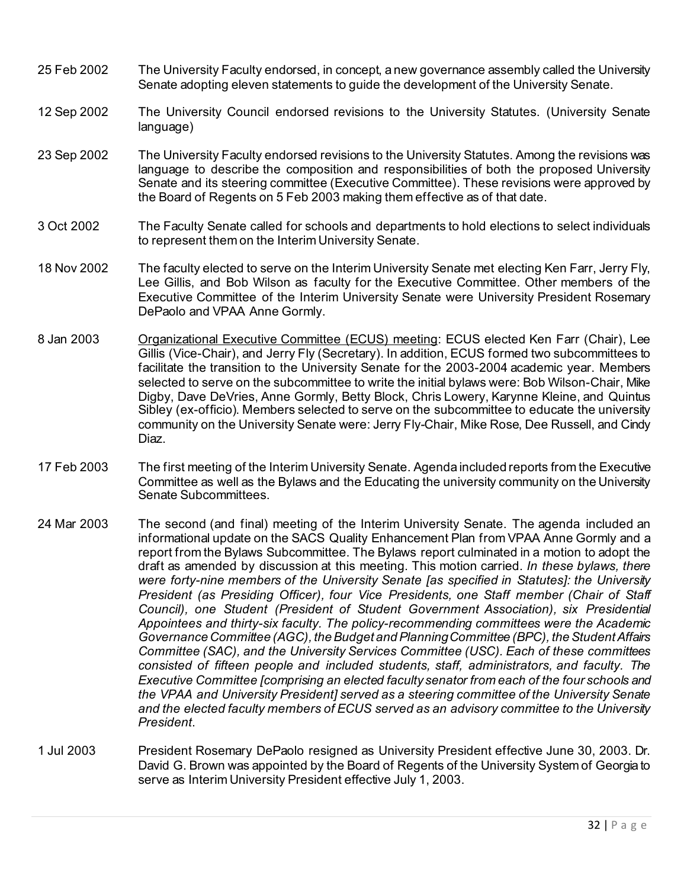25 Feb 2002 The University Faculty endorsed, in concept, a new governance assembly called the University Senate adopting eleven statements to guide the development of the University Senate.

12 Sep 2002 The University Council endorsed revisions to the University Statutes. (University Senate language)

23 Sep 2002 The University Faculty endorsed revisions to the University Statutes. Among the revisions was language to describe the composition and responsibilities of both the proposed University Senate and its steering committee (Executive Committee). These revisions were approved by the Board of Regents on 5 Feb 2003 making them effective as of that date.

3 Oct 2002 The Faculty Senate called for schools and departments to hold elections to select individuals to represent them on the Interim University Senate.

18 Nov 2002 The faculty elected to serve on the Interim University Senate met electing Ken Farr, Jerry Fly, Lee Gillis, and Bob Wilson as faculty for the Executive Committee. Other members of the Executive Committee of the Interim University Senate were University President Rosemary DePaolo and VPAA Anne Gormly.

8 Jan 2003 Organizational Executive Committee (ECUS) meeting: ECUS elected Ken Farr (Chair), Lee Gillis (Vice-Chair), and Jerry Fly (Secretary). In addition, ECUS formed two subcommittees to facilitate the transition to the University Senate for the 2003-2004 academic year. Members selected to serve on the subcommittee to write the initial bylaws were: Bob Wilson-Chair, Mike Digby, Dave DeVries, Anne Gormly, Betty Block, Chris Lowery, Karynne Kleine, and Quintus Sibley (ex-officio). Members selected to serve on the subcommittee to educate the university community on the University Senate were: Jerry Fly-Chair, Mike Rose, Dee Russell, and Cindy Diaz.

17 Feb 2003 The first meeting of the Interim University Senate. Agenda included reports from the Executive Committee as well as the Bylaws and the Educating the university community on the University Senate Subcommittees.

24 Mar 2003 The second (and final) meeting of the Interim University Senate. The agenda included an informational update on the SACS Quality Enhancement Plan from VPAA Anne Gormly and a report from the Bylaws Subcommittee. The Bylaws report culminated in a motion to adopt the draft as amended by discussion at this meeting. This motion carried. *In these bylaws, there were forty-nine members of the University Senate [as specified in Statutes]: the University President (as Presiding Officer), four Vice Presidents, one Staff member (Chair of Staff Council), one Student (President of Student Government Association), six Presidential Appointees and thirty-six faculty. The policy-recommending committees were the Academic Governance Committee (AGC), the Budget and Planning Committee (BPC), the Student Affairs Committee (SAC), and the University Services Committee (USC). Each of these committees consisted of fifteen people and included students, staff, administrators, and faculty. The Executive Committee [comprising an elected faculty senator from each of the four schools and the VPAA and University President] served as a steering committee of the University Senate and the elected faculty members of ECUS served as an advisory committee to the University President*.

1 Jul 2003 President Rosemary DePaolo resigned as University President effective June 30, 2003. Dr. David G. Brown was appointed by the Board of Regents of the University System of Georgia to serve as Interim University President effective July 1, 2003.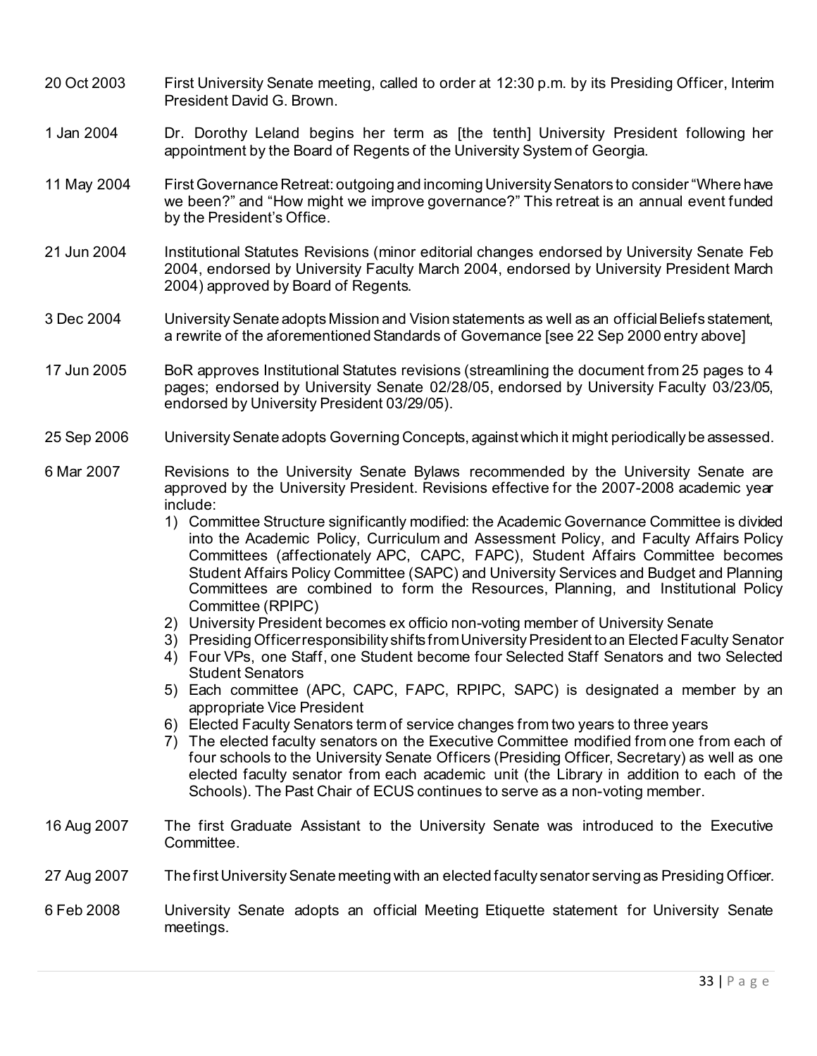20 Oct 2003 First University Senate meeting, called to order at 12:30 p.m. by its Presiding Officer, Interim President David G. Brown.

1 Jan 2004 Dr. Dorothy Leland begins her term as [the tenth] University President following her appointment by the Board of Regents of the University System of Georgia.

11 May 2004 First Governance Retreat: outgoing and incoming University Senators to consider "Where have we been?" and "How might we improve governance?" This retreat is an annual event funded by the President's Office.

21 Jun 2004 Institutional Statutes Revisions (minor editorial changes endorsed by University Senate Feb 2004, endorsed by University Faculty March 2004, endorsed by University President March 2004) approved by Board of Regents.

3 Dec 2004 University Senate adopts Mission and Vision statements as well as an official Beliefs statement, a rewrite of the aforementioned Standards of Governance [see 22 Sep 2000 entry above]

17 Jun 2005 BoR approves Institutional Statutes revisions (streamlining the document from 25 pages to 4 pages; endorsed by University Senate 02/28/05, endorsed by University Faculty 03/23/05, endorsed by University President 03/29/05).

25 Sep 2006 University Senate adopts Governing Concepts, against which it might periodically be assessed.

6 Mar 2007 Revisions to the University Senate Bylaws recommended by the University Senate are approved by the University President. Revisions effective for the 2007-2008 academic year include:

1) Committee Structure significantly modified: the Academic Governance Committee is divided into the Academic Policy, Curriculum and Assessment Policy, and Faculty Affairs Policy Committees (affectionately APC, CAPC, FAPC), Student Affairs Committee becomes Student Affairs Policy Committee (SAPC) and University Services and Budget and Planning Committees are combined to form the Resources, Planning, and Institutional Policy Committee (RPIPC)
2) University President becomes ex officio non-voting member of University Senate
3) Presiding Officer responsibility shifts from University President to an Elected Faculty Senator
4) Four VPs, one Staff, one Student become four Selected Staff Senators and two Selected Student Senators
5) Each committee (APC, CAPC, FAPC, RPIPC, SAPC) is designated a member by an appropriate Vice President
6) Elected Faculty Senators term of service changes from two years to three years
7) The elected faculty senators on the Executive Committee modified from one from each of four schools to the University Senate Officers (Presiding Officer, Secretary) as well as one elected faculty senator from each academic unit (the Library in addition to each of the Schools). The Past Chair of ECUS continues to serve as a non-voting member.

16 Aug 2007 The first Graduate Assistant to the University Senate was introduced to the Executive Committee.

27 Aug 2007 The first University Senate meeting with an elected faculty senator serving as Presiding Officer.

6 Feb 2008 University Senate adopts an official Meeting Etiquette statement for University Senate meetings.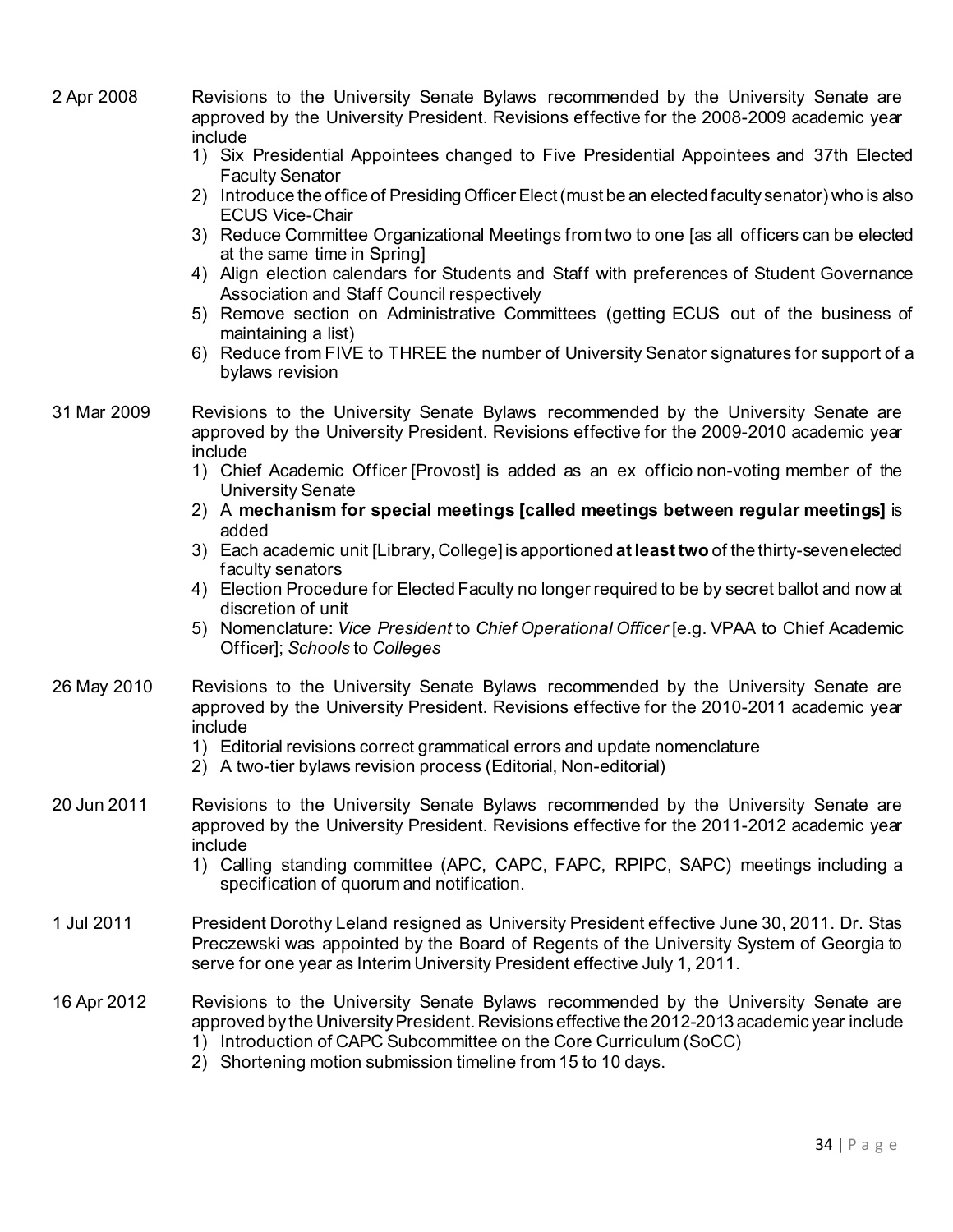2 Apr 2008 Revisions to the University Senate Bylaws recommended by the University Senate are approved by the University President. Revisions effective for the 2008-2009 academic year include

1) Six Presidential Appointees changed to Five Presidential Appointees and 37th Elected Faculty Senator
2) Introduce the office of Presiding Officer Elect (must be an elected faculty senator) who is also ECUS Vice-Chair
3) Reduce Committee Organizational Meetings from two to one [as all officers can be elected at the same time in Spring]
4) Align election calendars for Students and Staff with preferences of Student Governance Association and Staff Council respectively
5) Remove section on Administrative Committees (getting ECUS out of the business of maintaining a list)
6) Reduce from FIVE to THREE the number of University Senator signatures for support of a bylaws revision

31 Mar 2009 Revisions to the University Senate Bylaws recommended by the University Senate are approved by the University President. Revisions effective for the 2009-2010 academic year include

1) Chief Academic Officer [Provost] is added as an ex officio non-voting member of the University Senate
2) A **mechanism for special meetings [called meetings between regular meetings]** is added
3) Each academic unit [Library, College] is apportioned **at least two** of the thirty-seven elected faculty senators
4) Election Procedure for Elected Faculty no longer required to be by secret ballot and now at discretion of unit
5) Nomenclature: *Vice President* to *Chief Operational Officer* [e.g. VPAA to Chief Academic Officer]; *Schools* to *Colleges*

26 May 2010 Revisions to the University Senate Bylaws recommended by the University Senate are approved by the University President. Revisions effective for the 2010-2011 academic year include

1) Editorial revisions correct grammatical errors and update nomenclature
2) A two-tier bylaws revision process (Editorial, Non-editorial)

20 Jun 2011 Revisions to the University Senate Bylaws recommended by the University Senate are approved by the University President. Revisions effective for the 2011-2012 academic year include

1) Calling standing committee (APC, CAPC, FAPC, RPIPC, SAPC) meetings including a specification of quorum and notification.

1 Jul 2011 President Dorothy Leland resigned as University President effective June 30, 2011. Dr. Stas Preczewski was appointed by the Board of Regents of the University System of Georgia to serve for one year as Interim University President effective July 1, 2011.

16 Apr 2012 Revisions to the University Senate Bylaws recommended by the University Senate are approved by the University President. Revisions effective the 2012-2013 academic year include

1) Introduction of CAPC Subcommittee on the Core Curriculum (SoCC)
2) Shortening motion submission timeline from 15 to 10 days.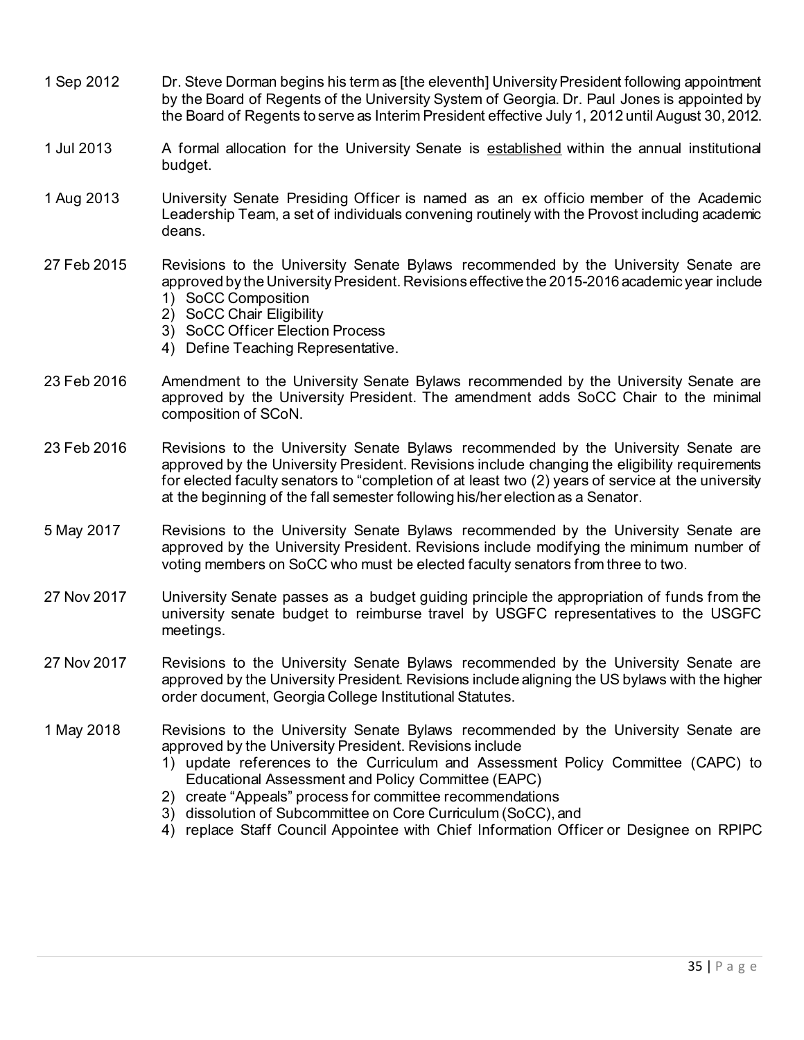1 Sep 2012 Dr. Steve Dorman begins his term as [the eleventh] University President following appointment by the Board of Regents of the University System of Georgia. Dr. Paul Jones is appointed by the Board of Regents to serve as Interim President effective July 1, 2012 until August 30, 2012.

1 Jul 2013 A formal allocation for the University Senate is established within the annual institutional budget.

1 Aug 2013 University Senate Presiding Officer is named as an ex officio member of the Academic Leadership Team, a set of individuals convening routinely with the Provost including academic deans.

27 Feb 2015 Revisions to the University Senate Bylaws recommended by the University Senate are approved by the University President. Revisions effective the 2015-2016 academic year include

1) SoCC Composition
2) SoCC Chair Eligibility
3) SoCC Officer Election Process
4) Define Teaching Representative.

23 Feb 2016 Amendment to the University Senate Bylaws recommended by the University Senate are approved by the University President. The amendment adds SoCC Chair to the minimal composition of SCoN.

23 Feb 2016 Revisions to the University Senate Bylaws recommended by the University Senate are approved by the University President. Revisions include changing the eligibility requirements for elected faculty senators to "completion of at least two (2) years of service at the university at the beginning of the fall semester following his/her election as a Senator.

5 May 2017 Revisions to the University Senate Bylaws recommended by the University Senate are approved by the University President. Revisions include modifying the minimum number of voting members on SoCC who must be elected faculty senators from three to two.

27 Nov 2017 University Senate passes as a budget guiding principle the appropriation of funds from the university senate budget to reimburse travel by USGFC representatives to the USGFC meetings.

27 Nov 2017 Revisions to the University Senate Bylaws recommended by the University Senate are approved by the University President. Revisions include aligning the US bylaws with the higher order document, Georgia College Institutional Statutes.

1 May 2018 Revisions to the University Senate Bylaws recommended by the University Senate are approved by the University President. Revisions include

1) update references to the Curriculum and Assessment Policy Committee (CAPC) to Educational Assessment and Policy Committee (EAPC)
2) create "Appeals" process for committee recommendations
3) dissolution of Subcommittee on Core Curriculum (SoCC), and
4) replace Staff Council Appointee with Chief Information Officer or Designee on RPIPC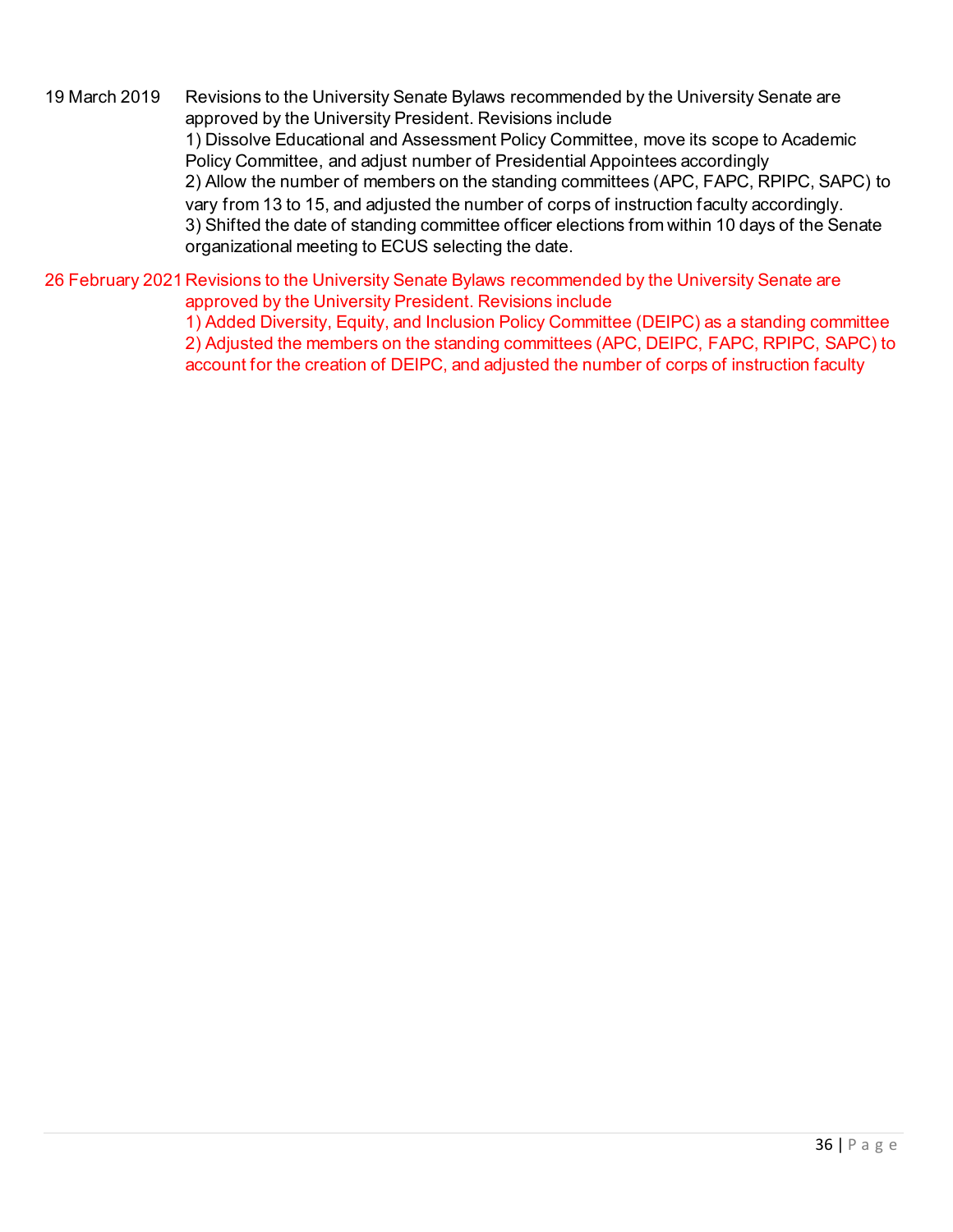19 March 2019 Revisions to the University Senate Bylaws recommended by the University Senate are approved by the University President. Revisions include

1) Dissolve Educational and Assessment Policy Committee, move its scope to Academic Policy Committee, and adjust number of Presidential Appointees accordingly
2) Allow the number of members on the standing committees (APC, FAPC, RPIPC, SAPC) to vary from 13 to 15, and adjusted the number of corps of instruction faculty accordingly.
3) Shifted the date of standing committee officer elections from within 10 days of the Senate organizational meeting to ECUS selecting the date.

26 February 2021 Revisions to the University Senate Bylaws recommended by the University Senate are approved by the University President. Revisions include

1) Added Diversity, Equity, and Inclusion Policy Committee (DEIPC) as a standing committee
2) Adjusted the members on the standing committees (APC, DEIPC, FAPC, RPIPC, SAPC) to account for the creation of DEIPC, and adjusted the number of corps of instruction faculty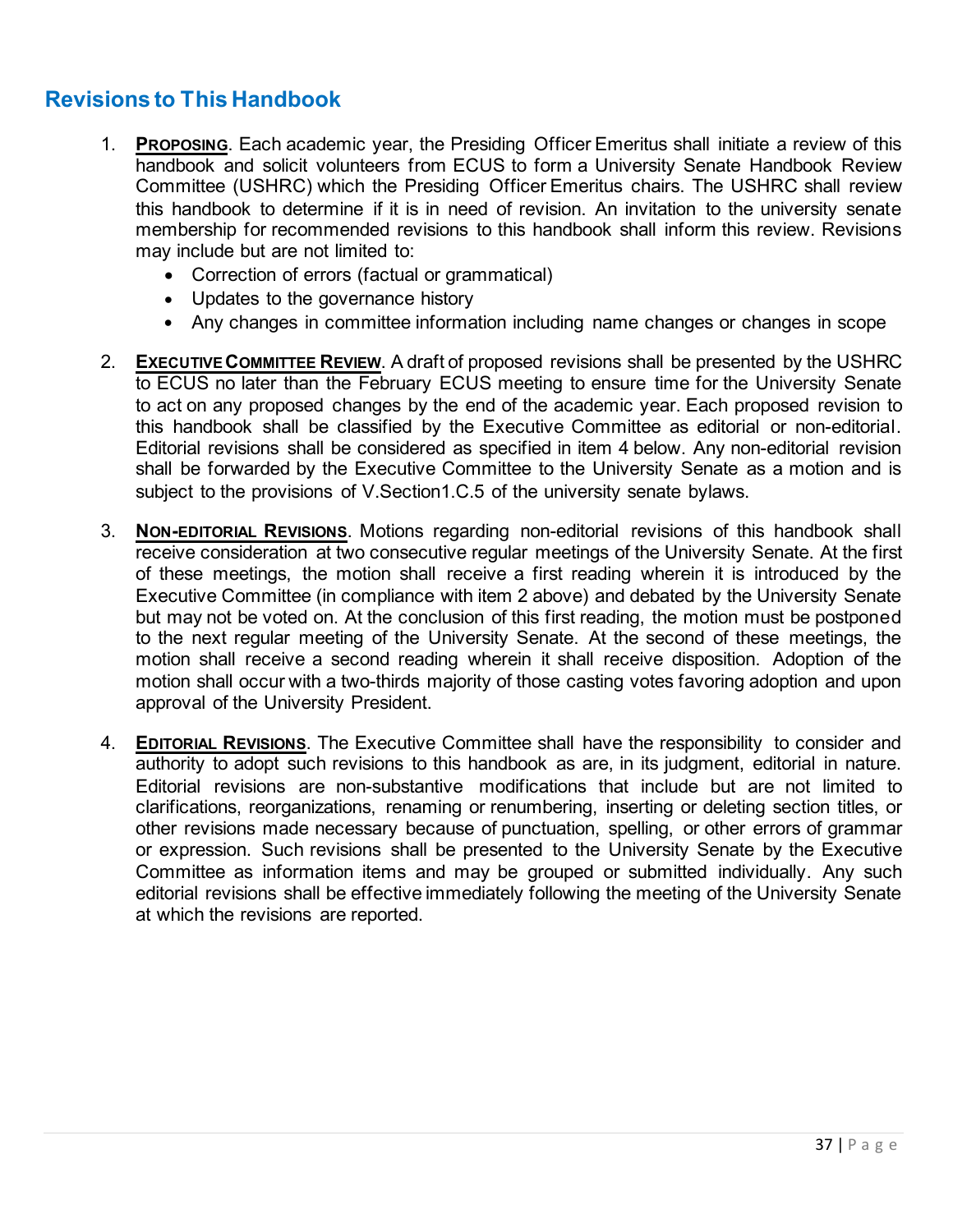## Revisions to This Handbook

1. **PROPOSING**. Each academic year, the Presiding Officer Emeritus shall initiate a review of this handbook and solicit volunteers from ECUS to form a University Senate Handbook Review Committee (USHRC) which the Presiding Officer Emeritus chairs. The USHRC shall review this handbook to determine if it is in need of revision. An invitation to the university senate membership for recommended revisions to this handbook shall inform this review. Revisions may include but are not limited to:
   - Correction of errors (factual or grammatical)
   - Updates to the governance history
   - Any changes in committee information including name changes or changes in scope

2. **EXECUTIVE COMMITTEE REVIEW**. A draft of proposed revisions shall be presented by the USHRC to ECUS no later than the February ECUS meeting to ensure time for the University Senate to act on any proposed changes by the end of the academic year. Each proposed revision to this handbook shall be classified by the Executive Committee as editorial or non-editorial. Editorial revisions shall be considered as specified in item 4 below. Any non-editorial revision shall be forwarded by the Executive Committee to the University Senate as a motion and is subject to the provisions of V.Section1.C.5 of the university senate bylaws.

3. **NON-EDITORIAL REVISIONS**. Motions regarding non-editorial revisions of this handbook shall receive consideration at two consecutive regular meetings of the University Senate. At the first of these meetings, the motion shall receive a first reading wherein it is introduced by the Executive Committee (in compliance with item 2 above) and debated by the University Senate but may not be voted on. At the conclusion of this first reading, the motion must be postponed to the next regular meeting of the University Senate. At the second of these meetings, the motion shall receive a second reading wherein it shall receive disposition. Adoption of the motion shall occur with a two-thirds majority of those casting votes favoring adoption and upon approval of the University President.

4. **EDITORIAL REVISIONS**. The Executive Committee shall have the responsibility to consider and authority to adopt such revisions to this handbook as are, in its judgment, editorial in nature. Editorial revisions are non-substantive modifications that include but are not limited to clarifications, reorganizations, renaming or renumbering, inserting or deleting section titles, or other revisions made necessary because of punctuation, spelling, or other errors of grammar or expression. Such revisions shall be presented to the University Senate by the Executive Committee as information items and may be grouped or submitted individually. Any such editorial revisions shall be effective immediately following the meeting of the University Senate at which the revisions are reported.